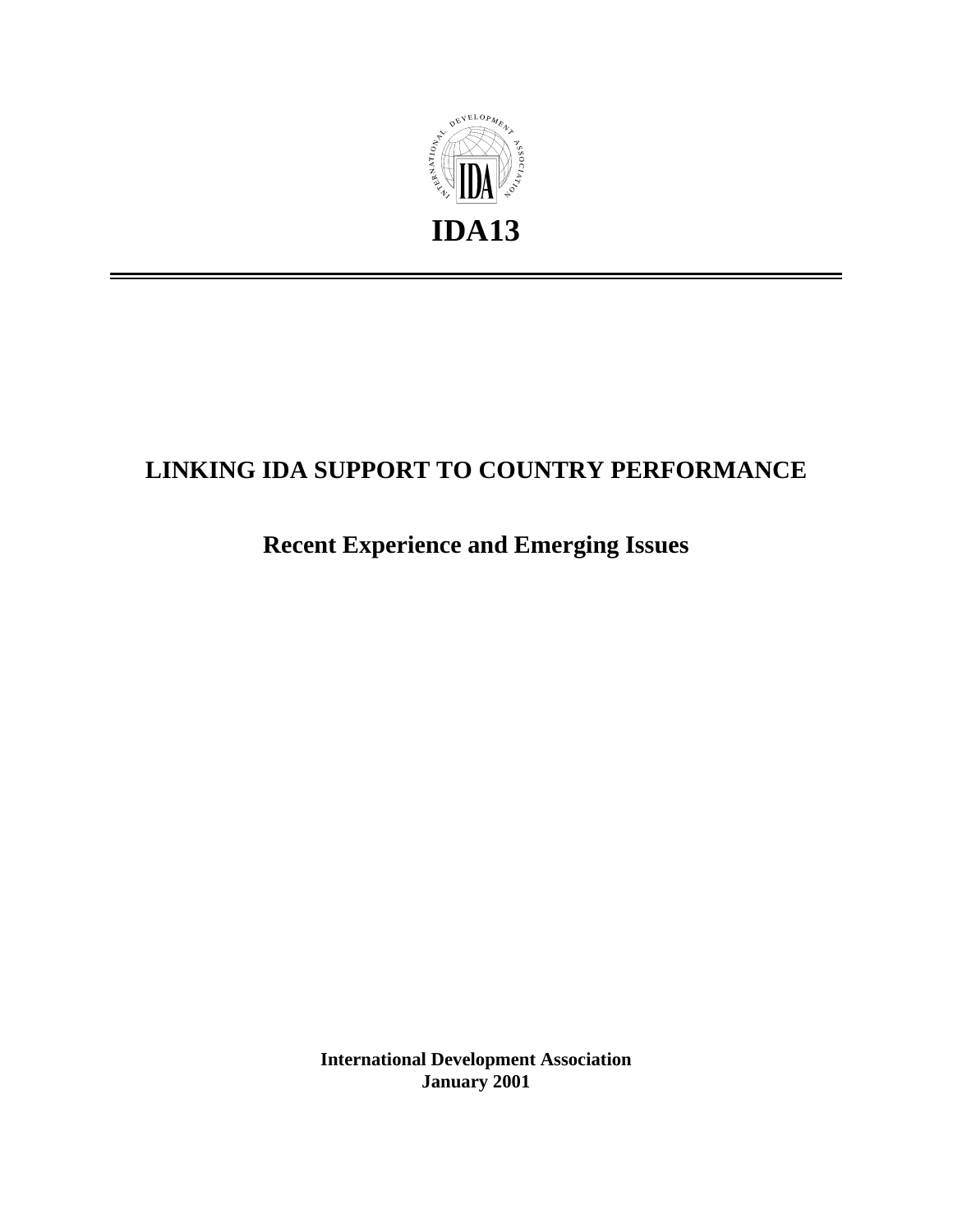# IDA13

# LINKING IDA SUPPORT TO COUNTRY PERFORMANCE

## Recent Experience and Emerging Issues

**International Development Association**
**January 2001**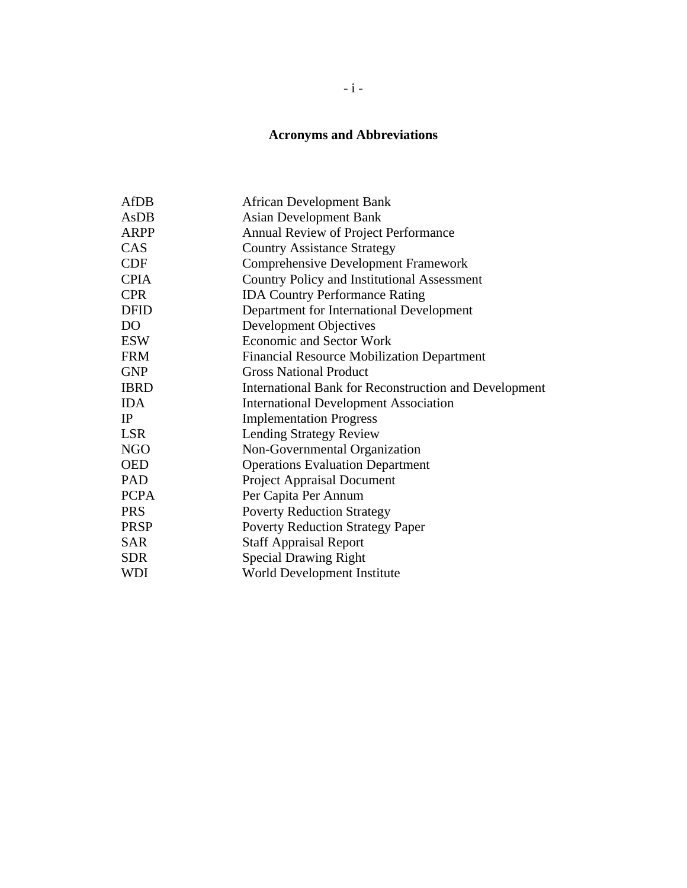## Acronyms and Abbreviations

| | |
|---|---|
| AfDB | African Development Bank |
| AsDB | Asian Development Bank |
| ARPP | Annual Review of Project Performance |
| CAS | Country Assistance Strategy |
| CDF | Comprehensive Development Framework |
| CPIA | Country Policy and Institutional Assessment |
| CPR | IDA Country Performance Rating |
| DFID | Department for International Development |
| DO | Development Objectives |
| ESW | Economic and Sector Work |
| FRM | Financial Resource Mobilization Department |
| GNP | Gross National Product |
| IBRD | International Bank for Reconstruction and Development |
| IDA | International Development Association |
| IP | Implementation Progress |
| LSR | Lending Strategy Review |
| NGO | Non-Governmental Organization |
| OED | Operations Evaluation Department |
| PAD | Project Appraisal Document |
| PCPA | Per Capita Per Annum |
| PRS | Poverty Reduction Strategy |
| PRSP | Poverty Reduction Strategy Paper |
| SAR | Staff Appraisal Report |
| SDR | Special Drawing Right |
| WDI | World Development Institute |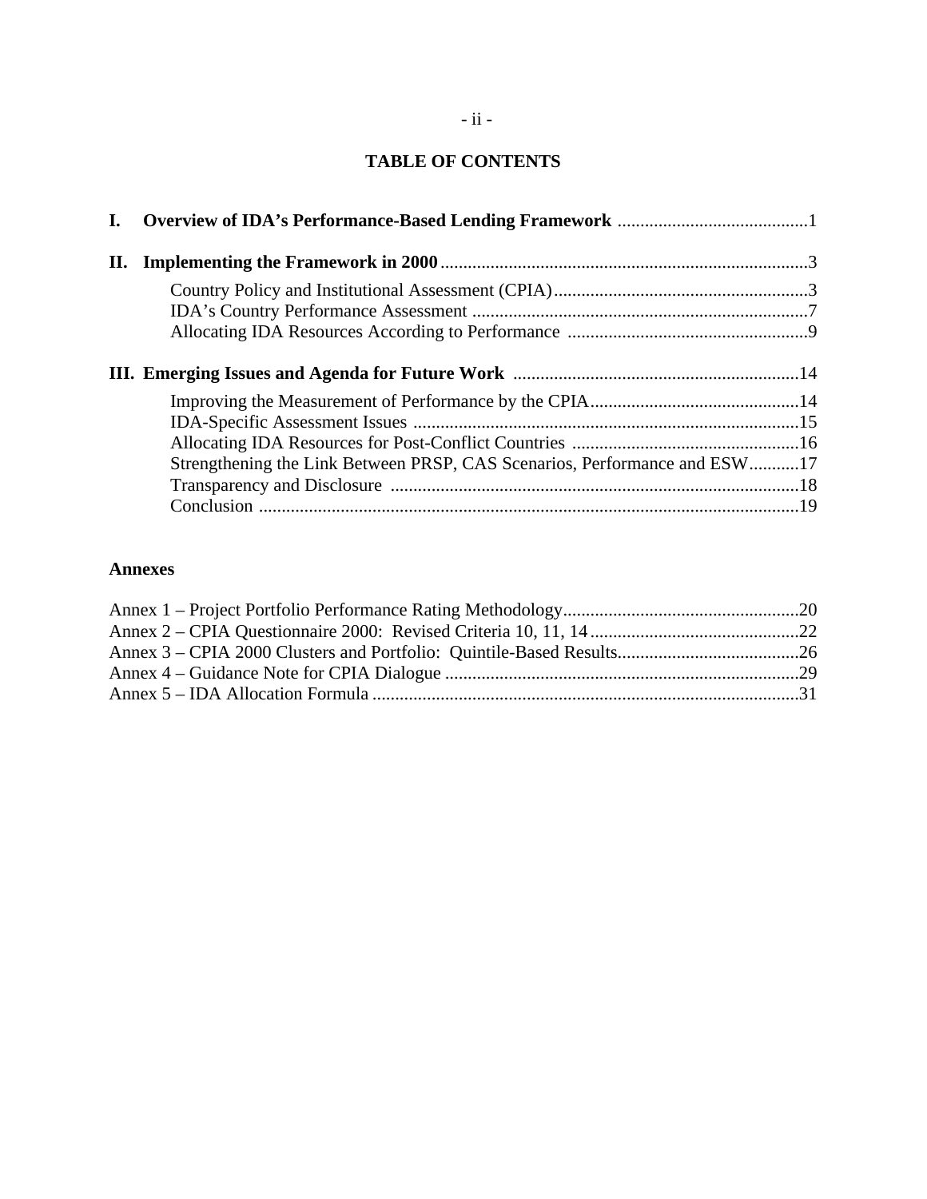# TABLE OF CONTENTS

**I. Overview of IDA's Performance-Based Lending Framework** .......................................1

**II. Implementing the Framework in 2000** ..........................................................................3

- Country Policy and Institutional Assessment (CPIA).......................................................3
- IDA's Country Performance Assessment ..........................................................................7
- Allocating IDA Resources According to Performance .....................................................9

**III. Emerging Issues and Agenda for Future Work** ...........................................................14

- Improving the Measurement of Performance by the CPIA..............................................14
- IDA-Specific Assessment Issues .....................................................................................15
- Allocating IDA Resources for Post-Conflict Countries ..................................................16
- Strengthening the Link Between PRSP, CAS Scenarios, Performance and ESW...........17
- Transparency and Disclosure ..........................................................................................18
- Conclusion .......................................................................................................................19

## Annexes

- Annex 1 – Project Portfolio Performance Rating Methodology....................................................20
- Annex 2 – CPIA Questionnaire 2000: Revised Criteria 10, 11, 14..............................................22
- Annex 3 – CPIA 2000 Clusters and Portfolio: Quintile-Based Results........................................26
- Annex 4 – Guidance Note for CPIA Dialogue ..............................................................................29
- Annex 5 – IDA Allocation Formula ..............................................................................................31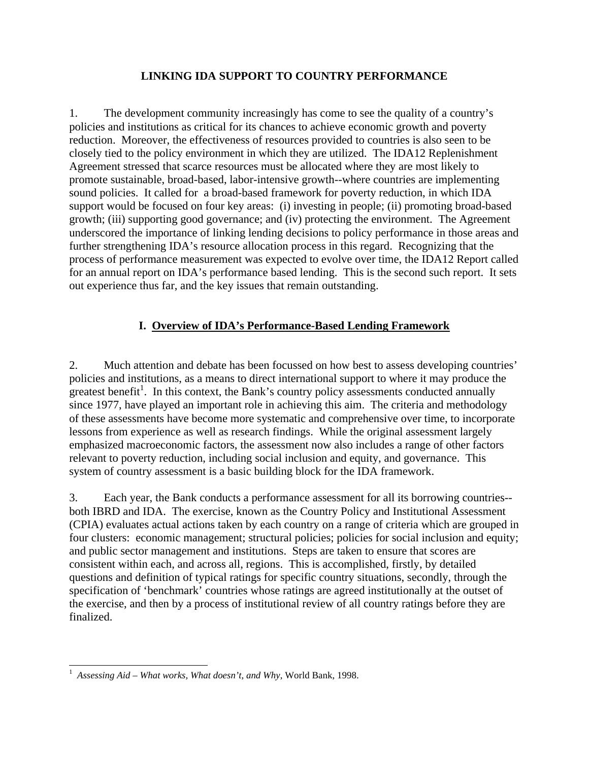**LINKING IDA SUPPORT TO COUNTRY PERFORMANCE**

1. The development community increasingly has come to see the quality of a country's policies and institutions as critical for its chances to achieve economic growth and poverty reduction. Moreover, the effectiveness of resources provided to countries is also seen to be closely tied to the policy environment in which they are utilized. The IDA12 Replenishment Agreement stressed that scarce resources must be allocated where they are most likely to promote sustainable, broad-based, labor-intensive growth--where countries are implementing sound policies. It called for a broad-based framework for poverty reduction, in which IDA support would be focused on four key areas: (i) investing in people; (ii) promoting broad-based growth; (iii) supporting good governance; and (iv) protecting the environment. The Agreement underscored the importance of linking lending decisions to policy performance in those areas and further strengthening IDA's resource allocation process in this regard. Recognizing that the process of performance measurement was expected to evolve over time, the IDA12 Report called for an annual report on IDA's performance based lending. This is the second such report. It sets out experience thus far, and the key issues that remain outstanding.

## I. Overview of IDA's Performance-Based Lending Framework

2. Much attention and debate has been focussed on how best to assess developing countries' policies and institutions, as a means to direct international support to where it may produce the greatest benefit[1]. In this context, the Bank's country policy assessments conducted annually since 1977, have played an important role in achieving this aim. The criteria and methodology of these assessments have become more systematic and comprehensive over time, to incorporate lessons from experience as well as research findings. While the original assessment largely emphasized macroeconomic factors, the assessment now also includes a range of other factors relevant to poverty reduction, including social inclusion and equity, and governance. This system of country assessment is a basic building block for the IDA framework.

3. Each year, the Bank conducts a performance assessment for all its borrowing countries--both IBRD and IDA. The exercise, known as the Country Policy and Institutional Assessment (CPIA) evaluates actual actions taken by each country on a range of criteria which are grouped in four clusters: economic management; structural policies; policies for social inclusion and equity; and public sector management and institutions. Steps are taken to ensure that scores are consistent within each, and across all, regions. This is accomplished, firstly, by detailed questions and definition of typical ratings for specific country situations, secondly, through the specification of 'benchmark' countries whose ratings are agreed institutionally at the outset of the exercise, and then by a process of institutional review of all country ratings before they are finalized.

---

[1] *Assessing Aid – What works, What doesn't, and Why*, World Bank, 1998.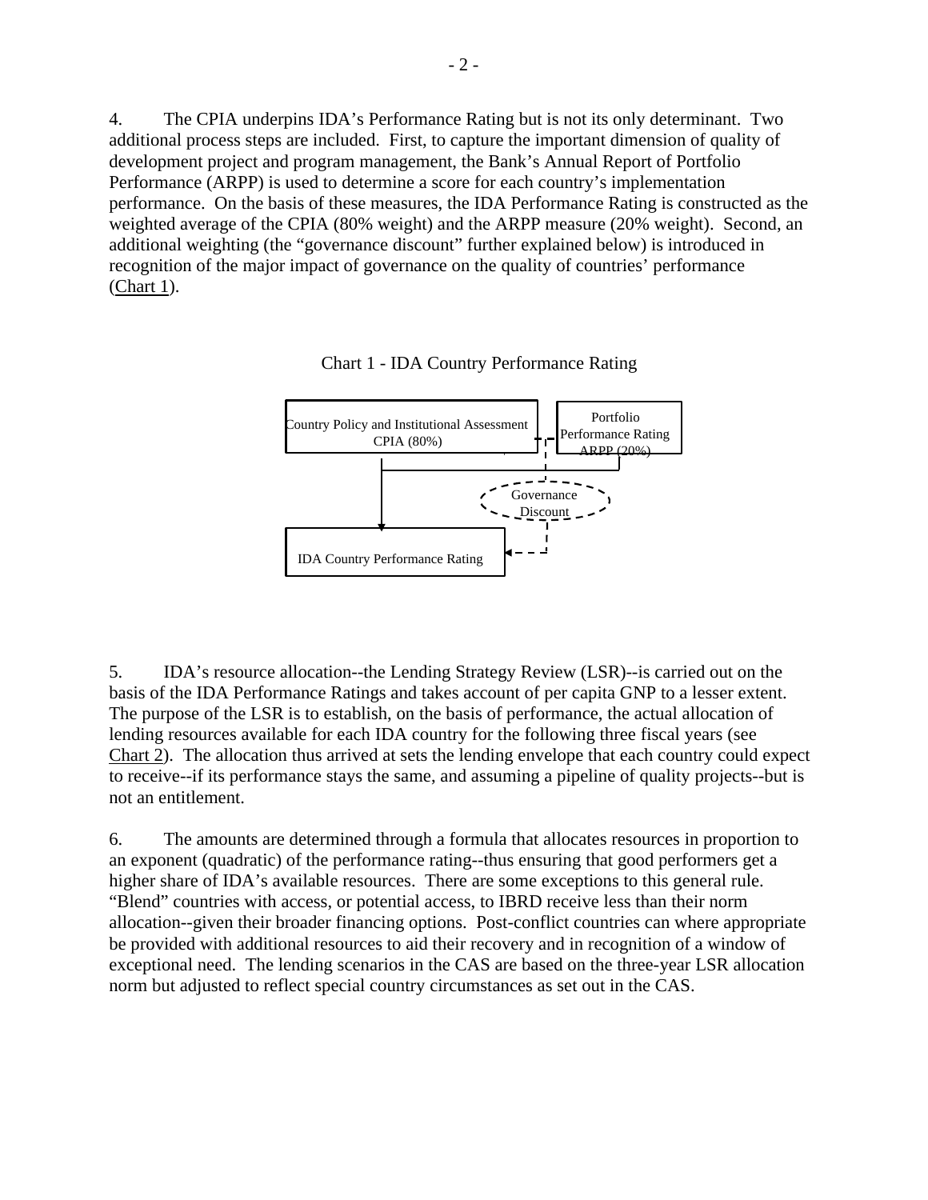4. The CPIA underpins IDA's Performance Rating but is not its only determinant. Two additional process steps are included. First, to capture the important dimension of quality of development project and program management, the Bank's Annual Report of Portfolio Performance (ARPP) is used to determine a score for each country's implementation performance. On the basis of these measures, the IDA Performance Rating is constructed as the weighted average of the CPIA (80% weight) and the ARPP measure (20% weight). Second, an additional weighting (the "governance discount" further explained below) is introduced in recognition of the major impact of governance on the quality of countries' performance (Chart 1).

Chart 1 - IDA Country Performance Rating

Country Policy and Institutional Assessment CPIA (80%)

Portfolio Performance Rating ARPP (20%)

Governance Discount

IDA Country Performance Rating

5. IDA's resource allocation--the Lending Strategy Review (LSR)--is carried out on the basis of the IDA Performance Ratings and takes account of per capita GNP to a lesser extent. The purpose of the LSR is to establish, on the basis of performance, the actual allocation of lending resources available for each IDA country for the following three fiscal years (see Chart 2). The allocation thus arrived at sets the lending envelope that each country could expect to receive--if its performance stays the same, and assuming a pipeline of quality projects--but is not an entitlement.

6. The amounts are determined through a formula that allocates resources in proportion to an exponent (quadratic) of the performance rating--thus ensuring that good performers get a higher share of IDA's available resources. There are some exceptions to this general rule. "Blend" countries with access, or potential access, to IBRD receive less than their norm allocation--given their broader financing options. Post-conflict countries can where appropriate be provided with additional resources to aid their recovery and in recognition of a window of exceptional need. The lending scenarios in the CAS are based on the three-year LSR allocation norm but adjusted to reflect special country circumstances as set out in the CAS.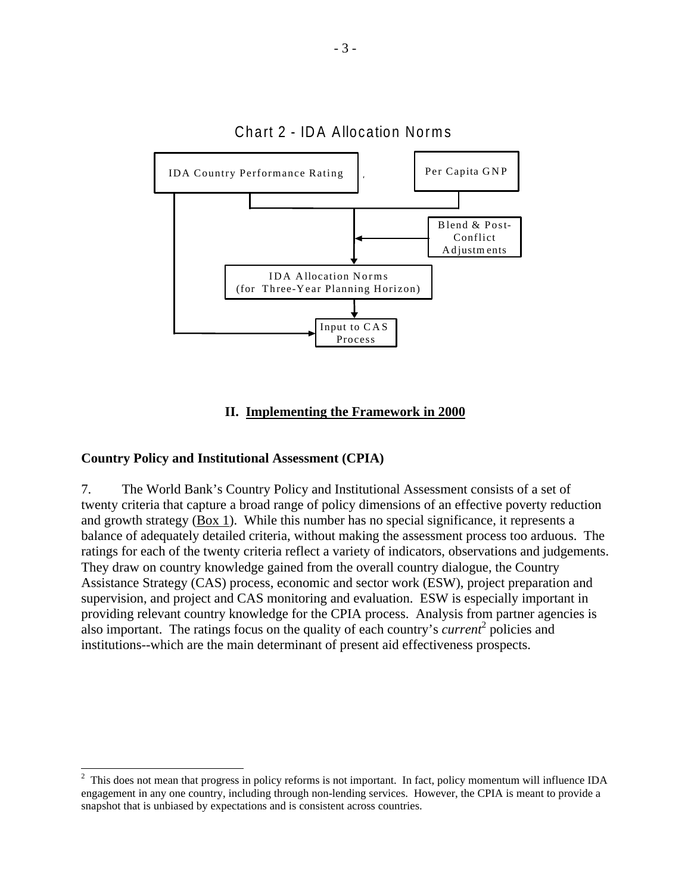Chart 2 - IDA Allocation Norms

IDA Country Performance Rating

Per Capita GNP

Blend & Post-Conflict Adjustments

IDA Allocation Norms (for Three-Year Planning Horizon)

Input to CAS Process

## II. Implementing the Framework in 2000

### Country Policy and Institutional Assessment (CPIA)

7. The World Bank's Country Policy and Institutional Assessment consists of a set of twenty criteria that capture a broad range of policy dimensions of an effective poverty reduction and growth strategy (Box 1). While this number has no special significance, it represents a balance of adequately detailed criteria, without making the assessment process too arduous. The ratings for each of the twenty criteria reflect a variety of indicators, observations and judgements. They draw on country knowledge gained from the overall country dialogue, the Country Assistance Strategy (CAS) process, economic and sector work (ESW), project preparation and supervision, and project and CAS monitoring and evaluation. ESW is especially important in providing relevant country knowledge for the CPIA process. Analysis from partner agencies is also important. The ratings focus on the quality of each country's *current*[2] policies and institutions--which are the main determinant of present aid effectiveness prospects.

[2] This does not mean that progress in policy reforms is not important. In fact, policy momentum will influence IDA engagement in any one country, including through non-lending services. However, the CPIA is meant to provide a snapshot that is unbiased by expectations and is consistent across countries.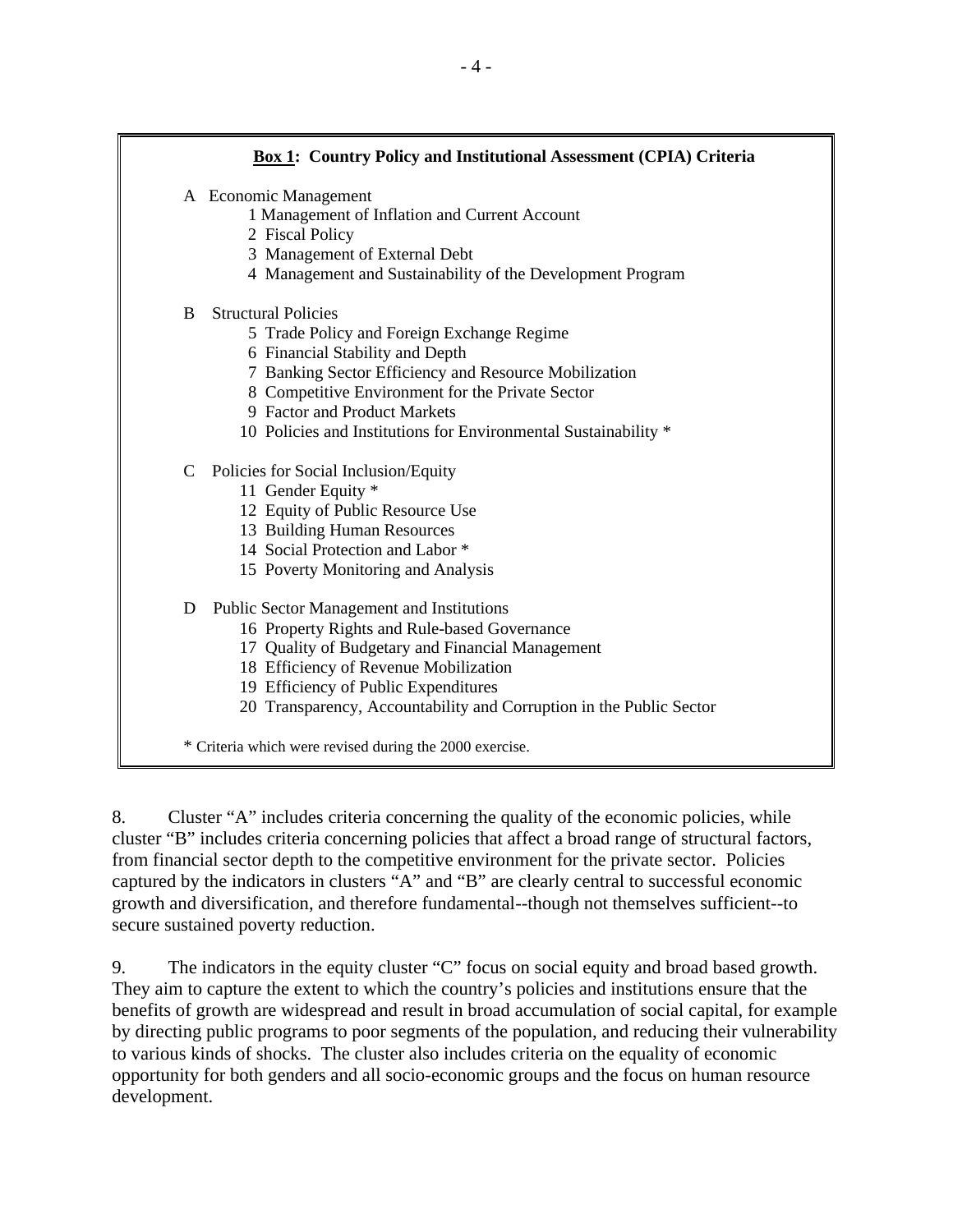**Box 1: Country Policy and Institutional Assessment (CPIA) Criteria**

A Economic Management
- 1 Management of Inflation and Current Account
- 2 Fiscal Policy
- 3 Management of External Debt
- 4 Management and Sustainability of the Development Program

B Structural Policies
- 5 Trade Policy and Foreign Exchange Regime
- 6 Financial Stability and Depth
- 7 Banking Sector Efficiency and Resource Mobilization
- 8 Competitive Environment for the Private Sector
- 9 Factor and Product Markets
- 10 Policies and Institutions for Environmental Sustainability *

C Policies for Social Inclusion/Equity
- 11 Gender Equity *
- 12 Equity of Public Resource Use
- 13 Building Human Resources
- 14 Social Protection and Labor *
- 15 Poverty Monitoring and Analysis

D Public Sector Management and Institutions
- 16 Property Rights and Rule-based Governance
- 17 Quality of Budgetary and Financial Management
- 18 Efficiency of Revenue Mobilization
- 19 Efficiency of Public Expenditures
- 20 Transparency, Accountability and Corruption in the Public Sector

\* Criteria which were revised during the 2000 exercise.

8. Cluster "A" includes criteria concerning the quality of the economic policies, while cluster "B" includes criteria concerning policies that affect a broad range of structural factors, from financial sector depth to the competitive environment for the private sector. Policies captured by the indicators in clusters "A" and "B" are clearly central to successful economic growth and diversification, and therefore fundamental--though not themselves sufficient--to secure sustained poverty reduction.

9. The indicators in the equity cluster "C" focus on social equity and broad based growth. They aim to capture the extent to which the country's policies and institutions ensure that the benefits of growth are widespread and result in broad accumulation of social capital, for example by directing public programs to poor segments of the population, and reducing their vulnerability to various kinds of shocks. The cluster also includes criteria on the equality of economic opportunity for both genders and all socio-economic groups and the focus on human resource development.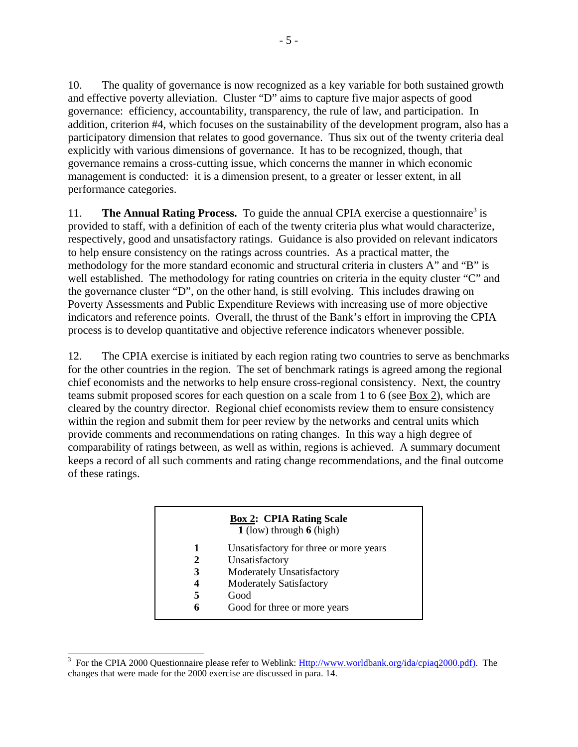10. The quality of governance is now recognized as a key variable for both sustained growth and effective poverty alleviation. Cluster "D" aims to capture five major aspects of good governance: efficiency, accountability, transparency, the rule of law, and participation. In addition, criterion #4, which focuses on the sustainability of the development program, also has a participatory dimension that relates to good governance. Thus six out of the twenty criteria deal explicitly with various dimensions of governance. It has to be recognized, though, that governance remains a cross-cutting issue, which concerns the manner in which economic management is conducted: it is a dimension present, to a greater or lesser extent, in all performance categories.

11. **The Annual Rating Process.** To guide the annual CPIA exercise a questionnaire[3] is provided to staff, with a definition of each of the twenty criteria plus what would characterize, respectively, good and unsatisfactory ratings. Guidance is also provided on relevant indicators to help ensure consistency on the ratings across countries. As a practical matter, the methodology for the more standard economic and structural criteria in clusters A" and "B" is well established. The methodology for rating countries on criteria in the equity cluster "C" and the governance cluster "D", on the other hand, is still evolving. This includes drawing on Poverty Assessments and Public Expenditure Reviews with increasing use of more objective indicators and reference points. Overall, the thrust of the Bank's effort in improving the CPIA process is to develop quantitative and objective reference indicators whenever possible.

12. The CPIA exercise is initiated by each region rating two countries to serve as benchmarks for the other countries in the region. The set of benchmark ratings is agreed among the regional chief economists and the networks to help ensure cross-regional consistency. Next, the country teams submit proposed scores for each question on a scale from 1 to 6 (see Box 2), which are cleared by the country director. Regional chief economists review them to ensure consistency within the region and submit them for peer review by the networks and central units which provide comments and recommendations on rating changes. In this way a high degree of comparability of ratings between, as well as within, regions is achieved. A summary document keeps a record of all such comments and rating change recommendations, and the final outcome of these ratings.

**Box 2: CPIA Rating Scale**
**1** (low) through **6** (high)

| | |
|---|---|
| **1** | Unsatisfactory for three or more years |
| **2** | Unsatisfactory |
| **3** | Moderately Unsatisfactory |
| **4** | Moderately Satisfactory |
| **5** | Good |
| **6** | Good for three or more years |

[3] For the CPIA 2000 Questionnaire please refer to Weblink: Http://www.worldbank.org/ida/cpiaq2000.pdf). The changes that were made for the 2000 exercise are discussed in para. 14.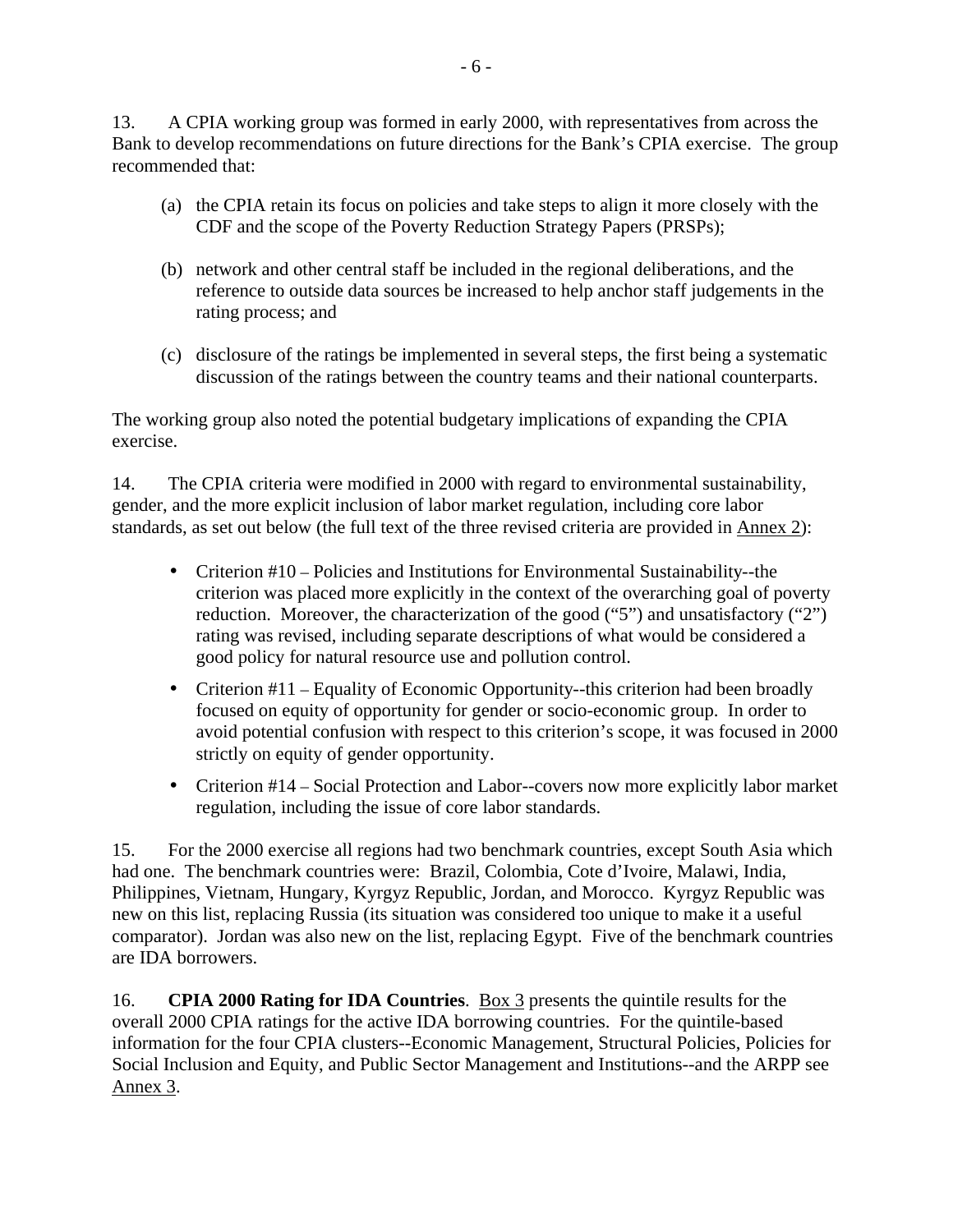13. A CPIA working group was formed in early 2000, with representatives from across the Bank to develop recommendations on future directions for the Bank's CPIA exercise. The group recommended that:

(a) the CPIA retain its focus on policies and take steps to align it more closely with the CDF and the scope of the Poverty Reduction Strategy Papers (PRSPs);

(b) network and other central staff be included in the regional deliberations, and the reference to outside data sources be increased to help anchor staff judgements in the rating process; and

(c) disclosure of the ratings be implemented in several steps, the first being a systematic discussion of the ratings between the country teams and their national counterparts.

The working group also noted the potential budgetary implications of expanding the CPIA exercise.

14. The CPIA criteria were modified in 2000 with regard to environmental sustainability, gender, and the more explicit inclusion of labor market regulation, including core labor standards, as set out below (the full text of the three revised criteria are provided in Annex 2):

- Criterion #10 – Policies and Institutions for Environmental Sustainability--the criterion was placed more explicitly in the context of the overarching goal of poverty reduction. Moreover, the characterization of the good ("5") and unsatisfactory ("2") rating was revised, including separate descriptions of what would be considered a good policy for natural resource use and pollution control.
- Criterion #11 – Equality of Economic Opportunity--this criterion had been broadly focused on equity of opportunity for gender or socio-economic group. In order to avoid potential confusion with respect to this criterion's scope, it was focused in 2000 strictly on equity of gender opportunity.
- Criterion #14 – Social Protection and Labor--covers now more explicitly labor market regulation, including the issue of core labor standards.

15. For the 2000 exercise all regions had two benchmark countries, except South Asia which had one. The benchmark countries were: Brazil, Colombia, Cote d'Ivoire, Malawi, India, Philippines, Vietnam, Hungary, Kyrgyz Republic, Jordan, and Morocco. Kyrgyz Republic was new on this list, replacing Russia (its situation was considered too unique to make it a useful comparator). Jordan was also new on the list, replacing Egypt. Five of the benchmark countries are IDA borrowers.

16. **CPIA 2000 Rating for IDA Countries**. Box 3 presents the quintile results for the overall 2000 CPIA ratings for the active IDA borrowing countries. For the quintile-based information for the four CPIA clusters--Economic Management, Structural Policies, Policies for Social Inclusion and Equity, and Public Sector Management and Institutions--and the ARPP see Annex 3.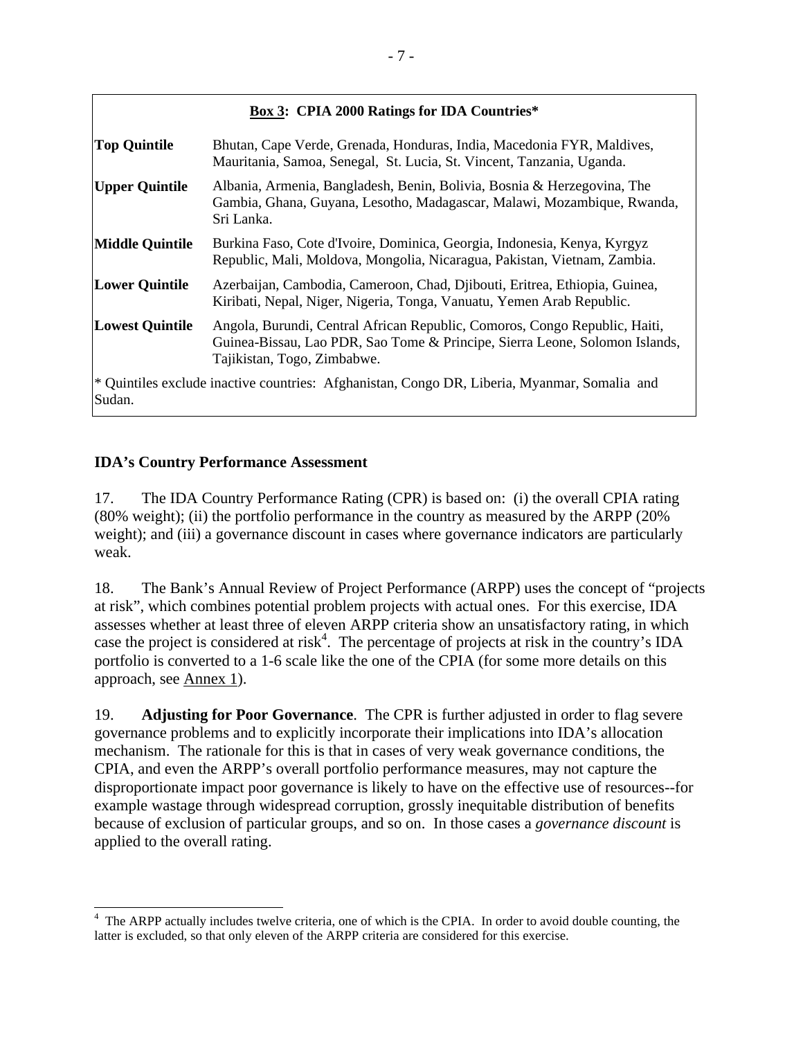**Box 3: CPIA 2000 Ratings for IDA Countries***

| | |
|---|---|
| **Top Quintile** | Bhutan, Cape Verde, Grenada, Honduras, India, Macedonia FYR, Maldives, Mauritania, Samoa, Senegal, St. Lucia, St. Vincent, Tanzania, Uganda. |
| **Upper Quintile** | Albania, Armenia, Bangladesh, Benin, Bolivia, Bosnia & Herzegovina, The Gambia, Ghana, Guyana, Lesotho, Madagascar, Malawi, Mozambique, Rwanda, Sri Lanka. |
| **Middle Quintile** | Burkina Faso, Cote d'Ivoire, Dominica, Georgia, Indonesia, Kenya, Kyrgyz Republic, Mali, Moldova, Mongolia, Nicaragua, Pakistan, Vietnam, Zambia. |
| **Lower Quintile** | Azerbaijan, Cambodia, Cameroon, Chad, Djibouti, Eritrea, Ethiopia, Guinea, Kiribati, Nepal, Niger, Nigeria, Tonga, Vanuatu, Yemen Arab Republic. |
| **Lowest Quintile** | Angola, Burundi, Central African Republic, Comoros, Congo Republic, Haiti, Guinea-Bissau, Lao PDR, Sao Tome & Principe, Sierra Leone, Solomon Islands, Tajikistan, Togo, Zimbabwe. |

\* Quintiles exclude inactive countries: Afghanistan, Congo DR, Liberia, Myanmar, Somalia and Sudan.

## IDA's Country Performance Assessment

17. The IDA Country Performance Rating (CPR) is based on: (i) the overall CPIA rating (80% weight); (ii) the portfolio performance in the country as measured by the ARPP (20% weight); and (iii) a governance discount in cases where governance indicators are particularly weak.

18. The Bank's Annual Review of Project Performance (ARPP) uses the concept of "projects at risk", which combines potential problem projects with actual ones. For this exercise, IDA assesses whether at least three of eleven ARPP criteria show an unsatisfactory rating, in which case the project is considered at risk[4]. The percentage of projects at risk in the country's IDA portfolio is converted to a 1-6 scale like the one of the CPIA (for some more details on this approach, see Annex 1).

19. **Adjusting for Poor Governance**. The CPR is further adjusted in order to flag severe governance problems and to explicitly incorporate their implications into IDA's allocation mechanism. The rationale for this is that in cases of very weak governance conditions, the CPIA, and even the ARPP's overall portfolio performance measures, may not capture the disproportionate impact poor governance is likely to have on the effective use of resources--for example wastage through widespread corruption, grossly inequitable distribution of benefits because of exclusion of particular groups, and so on. In those cases a *governance discount* is applied to the overall rating.

[4] The ARPP actually includes twelve criteria, one of which is the CPIA. In order to avoid double counting, the latter is excluded, so that only eleven of the ARPP criteria are considered for this exercise.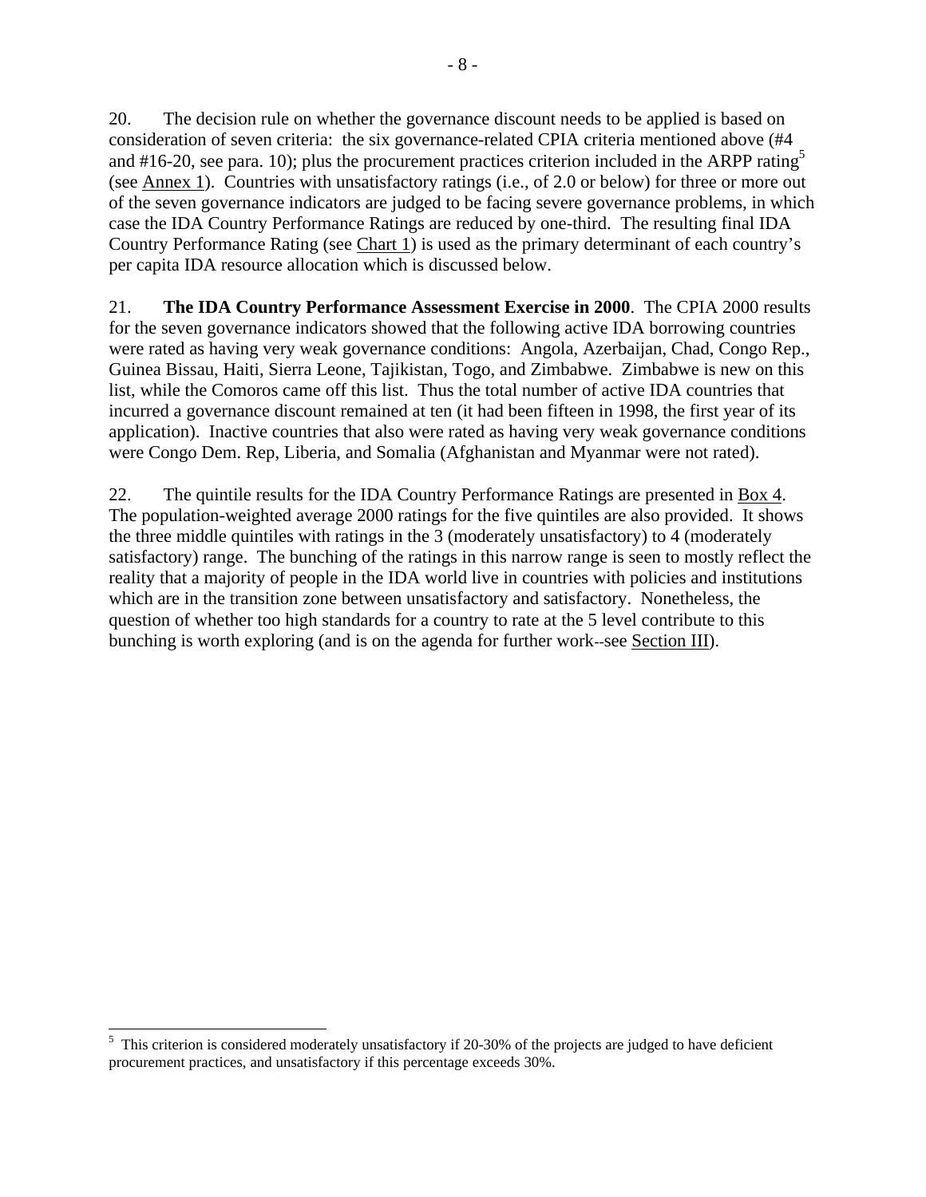20. The decision rule on whether the governance discount needs to be applied is based on consideration of seven criteria: the six governance-related CPIA criteria mentioned above (#4 and #16-20, see para. 10); plus the procurement practices criterion included in the ARPP rating[5] (see Annex 1). Countries with unsatisfactory ratings (i.e., of 2.0 or below) for three or more out of the seven governance indicators are judged to be facing severe governance problems, in which case the IDA Country Performance Ratings are reduced by one-third. The resulting final IDA Country Performance Rating (see Chart 1) is used as the primary determinant of each country's per capita IDA resource allocation which is discussed below.

21. **The IDA Country Performance Assessment Exercise in 2000**. The CPIA 2000 results for the seven governance indicators showed that the following active IDA borrowing countries were rated as having very weak governance conditions: Angola, Azerbaijan, Chad, Congo Rep., Guinea Bissau, Haiti, Sierra Leone, Tajikistan, Togo, and Zimbabwe. Zimbabwe is new on this list, while the Comoros came off this list. Thus the total number of active IDA countries that incurred a governance discount remained at ten (it had been fifteen in 1998, the first year of its application). Inactive countries that also were rated as having very weak governance conditions were Congo Dem. Rep, Liberia, and Somalia (Afghanistan and Myanmar were not rated).

22. The quintile results for the IDA Country Performance Ratings are presented in Box 4. The population-weighted average 2000 ratings for the five quintiles are also provided. It shows the three middle quintiles with ratings in the 3 (moderately unsatisfactory) to 4 (moderately satisfactory) range. The bunching of the ratings in this narrow range is seen to mostly reflect the reality that a majority of people in the IDA world live in countries with policies and institutions which are in the transition zone between unsatisfactory and satisfactory. Nonetheless, the question of whether too high standards for a country to rate at the 5 level contribute to this bunching is worth exploring (and is on the agenda for further work--see Section III).

[5] This criterion is considered moderately unsatisfactory if 20-30% of the projects are judged to have deficient procurement practices, and unsatisfactory if this percentage exceeds 30%.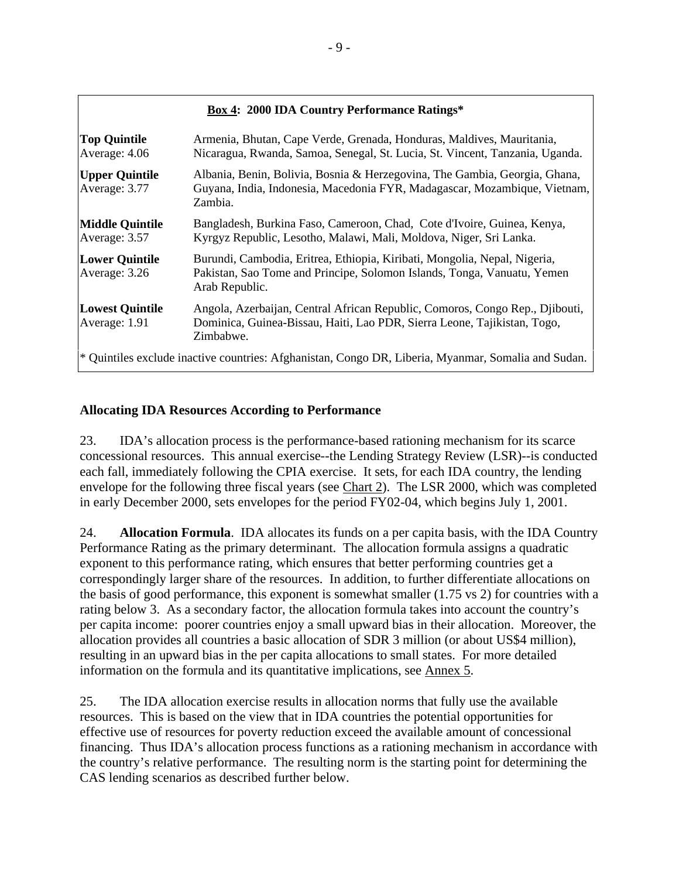**Box 4: 2000 IDA Country Performance Ratings***

| | |
|---|---|
| **Top Quintile** Average: 4.06 | Armenia, Bhutan, Cape Verde, Grenada, Honduras, Maldives, Mauritania, Nicaragua, Rwanda, Samoa, Senegal, St. Lucia, St. Vincent, Tanzania, Uganda. |
| **Upper Quintile** Average: 3.77 | Albania, Benin, Bolivia, Bosnia & Herzegovina, The Gambia, Georgia, Ghana, Guyana, India, Indonesia, Macedonia FYR, Madagascar, Mozambique, Vietnam, Zambia. |
| **Middle Quintile** Average: 3.57 | Bangladesh, Burkina Faso, Cameroon, Chad, Cote d'Ivoire, Guinea, Kenya, Kyrgyz Republic, Lesotho, Malawi, Mali, Moldova, Niger, Sri Lanka. |
| **Lower Quintile** Average: 3.26 | Burundi, Cambodia, Eritrea, Ethiopia, Kiribati, Mongolia, Nepal, Nigeria, Pakistan, Sao Tome and Principe, Solomon Islands, Tonga, Vanuatu, Yemen Arab Republic. |
| **Lowest Quintile** Average: 1.91 | Angola, Azerbaijan, Central African Republic, Comoros, Congo Rep., Djibouti, Dominica, Guinea-Bissau, Haiti, Lao PDR, Sierra Leone, Tajikistan, Togo, Zimbabwe. |

* Quintiles exclude inactive countries: Afghanistan, Congo DR, Liberia, Myanmar, Somalia and Sudan.

### Allocating IDA Resources According to Performance

23. IDA's allocation process is the performance-based rationing mechanism for its scarce concessional resources. This annual exercise--the Lending Strategy Review (LSR)--is conducted each fall, immediately following the CPIA exercise. It sets, for each IDA country, the lending envelope for the following three fiscal years (see Chart 2). The LSR 2000, which was completed in early December 2000, sets envelopes for the period FY02-04, which begins July 1, 2001.

24. **Allocation Formula**. IDA allocates its funds on a per capita basis, with the IDA Country Performance Rating as the primary determinant. The allocation formula assigns a quadratic exponent to this performance rating, which ensures that better performing countries get a correspondingly larger share of the resources. In addition, to further differentiate allocations on the basis of good performance, this exponent is somewhat smaller (1.75 vs 2) for countries with a rating below 3. As a secondary factor, the allocation formula takes into account the country's per capita income: poorer countries enjoy a small upward bias in their allocation. Moreover, the allocation provides all countries a basic allocation of SDR 3 million (or about US$4 million), resulting in an upward bias in the per capita allocations to small states. For more detailed information on the formula and its quantitative implications, see Annex 5.

25. The IDA allocation exercise results in allocation norms that fully use the available resources. This is based on the view that in IDA countries the potential opportunities for effective use of resources for poverty reduction exceed the available amount of concessional financing. Thus IDA's allocation process functions as a rationing mechanism in accordance with the country's relative performance. The resulting norm is the starting point for determining the CAS lending scenarios as described further below.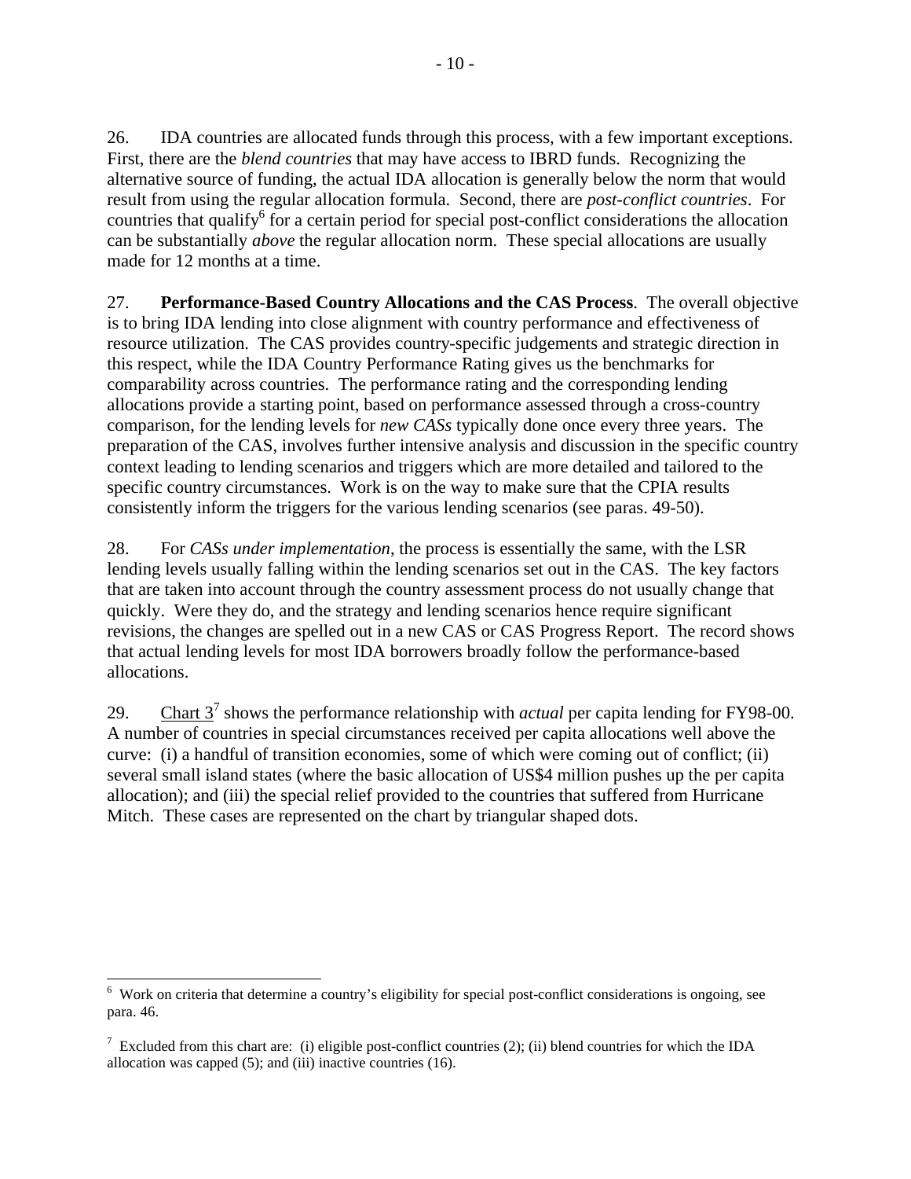26. IDA countries are allocated funds through this process, with a few important exceptions. First, there are the *blend countries* that may have access to IBRD funds. Recognizing the alternative source of funding, the actual IDA allocation is generally below the norm that would result from using the regular allocation formula. Second, there are *post-conflict countries*. For countries that qualify[6] for a certain period for special post-conflict considerations the allocation can be substantially *above* the regular allocation norm. These special allocations are usually made for 12 months at a time.

27. **Performance-Based Country Allocations and the CAS Process**. The overall objective is to bring IDA lending into close alignment with country performance and effectiveness of resource utilization. The CAS provides country-specific judgements and strategic direction in this respect, while the IDA Country Performance Rating gives us the benchmarks for comparability across countries. The performance rating and the corresponding lending allocations provide a starting point, based on performance assessed through a cross-country comparison, for the lending levels for *new CASs* typically done once every three years. The preparation of the CAS, involves further intensive analysis and discussion in the specific country context leading to lending scenarios and triggers which are more detailed and tailored to the specific country circumstances. Work is on the way to make sure that the CPIA results consistently inform the triggers for the various lending scenarios (see paras. 49-50).

28. For *CASs under implementation*, the process is essentially the same, with the LSR lending levels usually falling within the lending scenarios set out in the CAS. The key factors that are taken into account through the country assessment process do not usually change that quickly. Were they do, and the strategy and lending scenarios hence require significant revisions, the changes are spelled out in a new CAS or CAS Progress Report. The record shows that actual lending levels for most IDA borrowers broadly follow the performance-based allocations.

29. Chart 3[7] shows the performance relationship with *actual* per capita lending for FY98-00. A number of countries in special circumstances received per capita allocations well above the curve: (i) a handful of transition economies, some of which were coming out of conflict; (ii) several small island states (where the basic allocation of US$4 million pushes up the per capita allocation); and (iii) the special relief provided to the countries that suffered from Hurricane Mitch. These cases are represented on the chart by triangular shaped dots.

---

[6] Work on criteria that determine a country's eligibility for special post-conflict considerations is ongoing, see para. 46.

[7] Excluded from this chart are: (i) eligible post-conflict countries (2); (ii) blend countries for which the IDA allocation was capped (5); and (iii) inactive countries (16).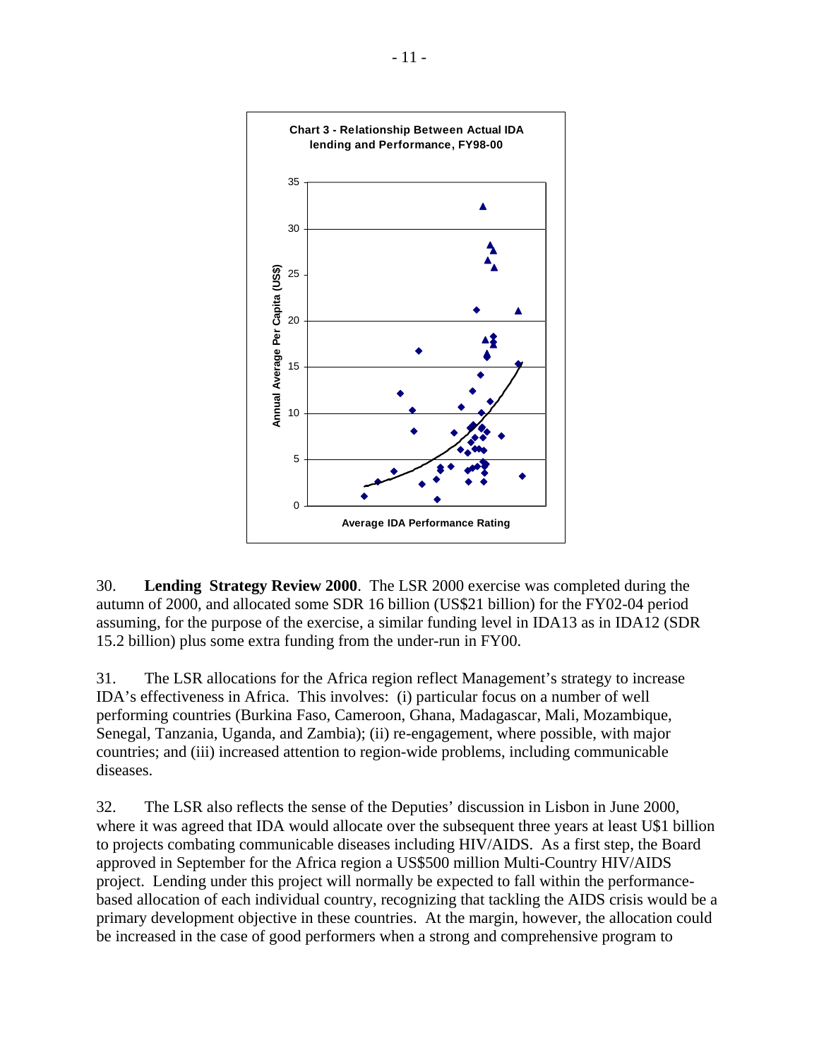**Chart 3 - Relationship Between Actual IDA lending and Performance, FY98-00**

30. **Lending Strategy Review 2000**. The LSR 2000 exercise was completed during the autumn of 2000, and allocated some SDR 16 billion (US$21 billion) for the FY02-04 period assuming, for the purpose of the exercise, a similar funding level in IDA13 as in IDA12 (SDR 15.2 billion) plus some extra funding from the under-run in FY00.

31. The LSR allocations for the Africa region reflect Management's strategy to increase IDA's effectiveness in Africa. This involves: (i) particular focus on a number of well performing countries (Burkina Faso, Cameroon, Ghana, Madagascar, Mali, Mozambique, Senegal, Tanzania, Uganda, and Zambia); (ii) re-engagement, where possible, with major countries; and (iii) increased attention to region-wide problems, including communicable diseases.

32. The LSR also reflects the sense of the Deputies' discussion in Lisbon in June 2000, where it was agreed that IDA would allocate over the subsequent three years at least U$1 billion to projects combating communicable diseases including HIV/AIDS. As a first step, the Board approved in September for the Africa region a US$500 million Multi-Country HIV/AIDS project. Lending under this project will normally be expected to fall within the performance-based allocation of each individual country, recognizing that tackling the AIDS crisis would be a primary development objective in these countries. At the margin, however, the allocation could be increased in the case of good performers when a strong and comprehensive program to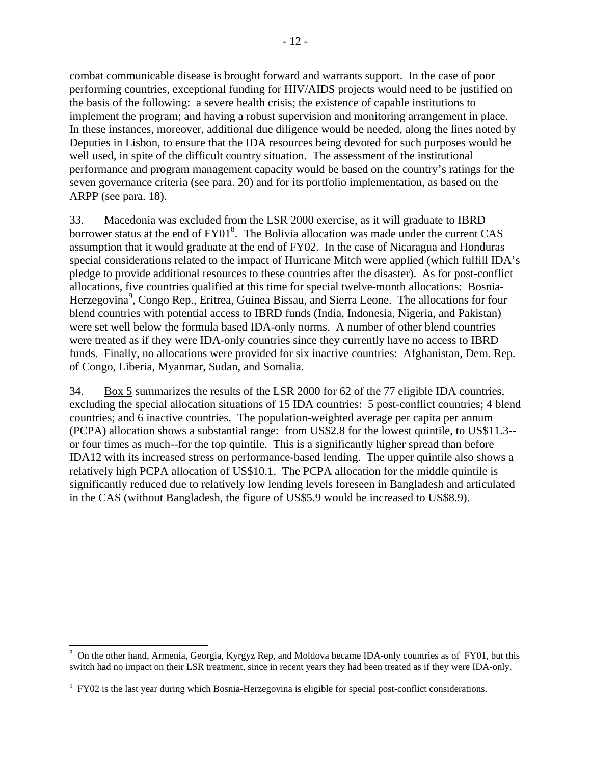combat communicable disease is brought forward and warrants support. In the case of poor performing countries, exceptional funding for HIV/AIDS projects would need to be justified on the basis of the following: a severe health crisis; the existence of capable institutions to implement the program; and having a robust supervision and monitoring arrangement in place. In these instances, moreover, additional due diligence would be needed, along the lines noted by Deputies in Lisbon, to ensure that the IDA resources being devoted for such purposes would be well used, in spite of the difficult country situation. The assessment of the institutional performance and program management capacity would be based on the country's ratings for the seven governance criteria (see para. 20) and for its portfolio implementation, as based on the ARPP (see para. 18).

33. Macedonia was excluded from the LSR 2000 exercise, as it will graduate to IBRD borrower status at the end of FY01[8]. The Bolivia allocation was made under the current CAS assumption that it would graduate at the end of FY02. In the case of Nicaragua and Honduras special considerations related to the impact of Hurricane Mitch were applied (which fulfill IDA's pledge to provide additional resources to these countries after the disaster). As for post-conflict allocations, five countries qualified at this time for special twelve-month allocations: Bosnia-Herzegovina[9], Congo Rep., Eritrea, Guinea Bissau, and Sierra Leone. The allocations for four blend countries with potential access to IBRD funds (India, Indonesia, Nigeria, and Pakistan) were set well below the formula based IDA-only norms. A number of other blend countries were treated as if they were IDA-only countries since they currently have no access to IBRD funds. Finally, no allocations were provided for six inactive countries: Afghanistan, Dem. Rep. of Congo, Liberia, Myanmar, Sudan, and Somalia.

34. Box 5 summarizes the results of the LSR 2000 for 62 of the 77 eligible IDA countries, excluding the special allocation situations of 15 IDA countries: 5 post-conflict countries; 4 blend countries; and 6 inactive countries. The population-weighted average per capita per annum (PCPA) allocation shows a substantial range: from US$2.8 for the lowest quintile, to US$11.3--or four times as much--for the top quintile. This is a significantly higher spread than before IDA12 with its increased stress on performance-based lending. The upper quintile also shows a relatively high PCPA allocation of US$10.1. The PCPA allocation for the middle quintile is significantly reduced due to relatively low lending levels foreseen in Bangladesh and articulated in the CAS (without Bangladesh, the figure of US$5.9 would be increased to US$8.9).

---

[8] On the other hand, Armenia, Georgia, Kyrgyz Rep, and Moldova became IDA-only countries as of FY01, but this switch had no impact on their LSR treatment, since in recent years they had been treated as if they were IDA-only.

[9] FY02 is the last year during which Bosnia-Herzegovina is eligible for special post-conflict considerations.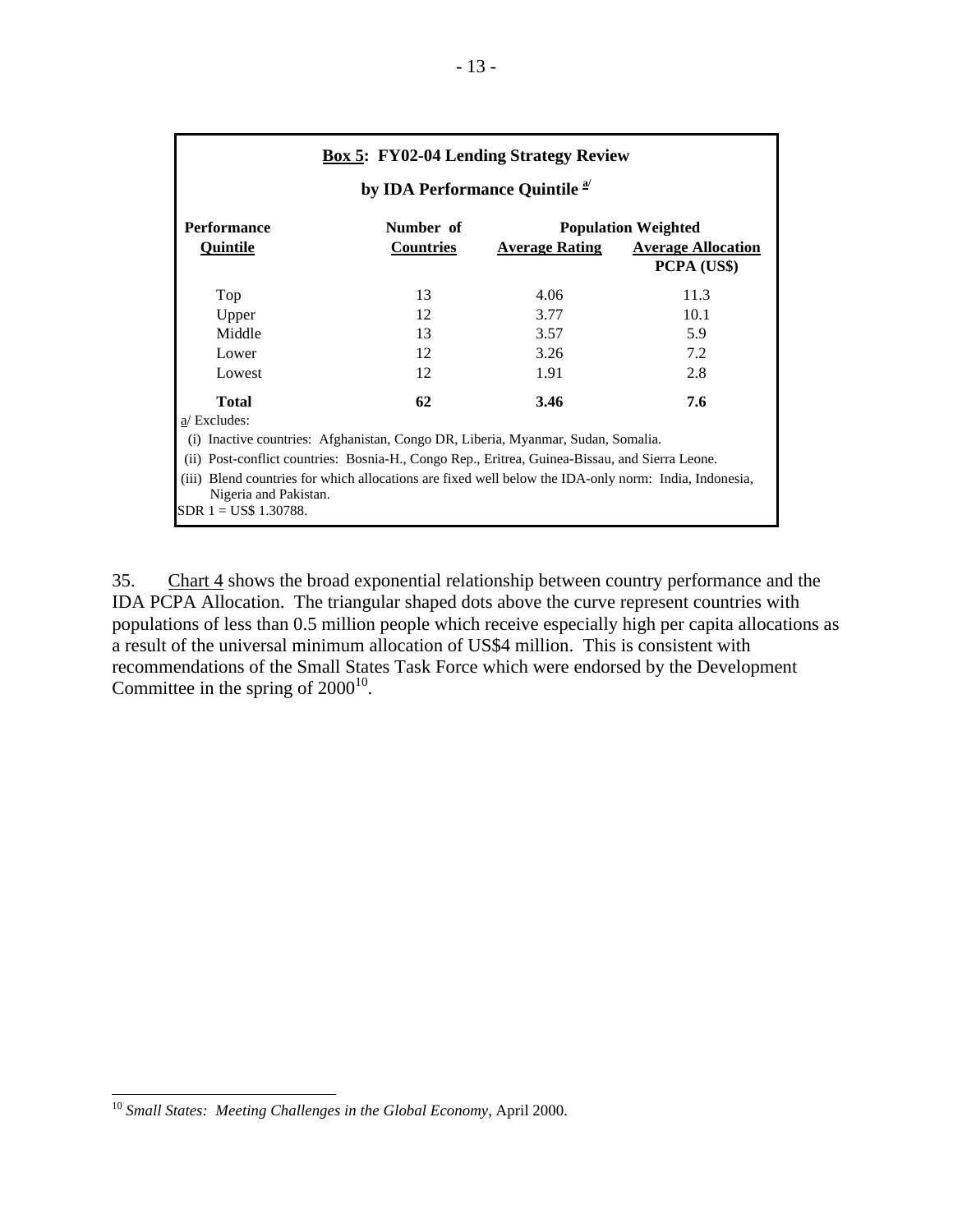**Box 5: FY02-04 Lending Strategy Review**

**by IDA Performance Quintile [a/]**

| Performance Quintile | Number of Countries | Population Weighted Average Rating | Population Weighted Average Allocation PCPA (US$) |
|---|---|---|---|
| Top | 13 | 4.06 | 11.3 |
| Upper | 12 | 3.77 | 10.1 |
| Middle | 13 | 3.57 | 5.9 |
| Lower | 12 | 3.26 | 7.2 |
| Lowest | 12 | 1.91 | 2.8 |
| **Total** | **62** | **3.46** | **7.6** |

a/ Excludes:

(i) Inactive countries: Afghanistan, Congo DR, Liberia, Myanmar, Sudan, Somalia.

(ii) Post-conflict countries: Bosnia-H., Congo Rep., Eritrea, Guinea-Bissau, and Sierra Leone.

(iii) Blend countries for which allocations are fixed well below the IDA-only norm: India, Indonesia, Nigeria and Pakistan.

SDR 1 = US$ 1.30788.

35. Chart 4 shows the broad exponential relationship between country performance and the IDA PCPA Allocation. The triangular shaped dots above the curve represent countries with populations of less than 0.5 million people which receive especially high per capita allocations as a result of the universal minimum allocation of US$4 million. This is consistent with recommendations of the Small States Task Force which were endorsed by the Development Committee in the spring of 2000[10].

[10] *Small States: Meeting Challenges in the Global Economy*, April 2000.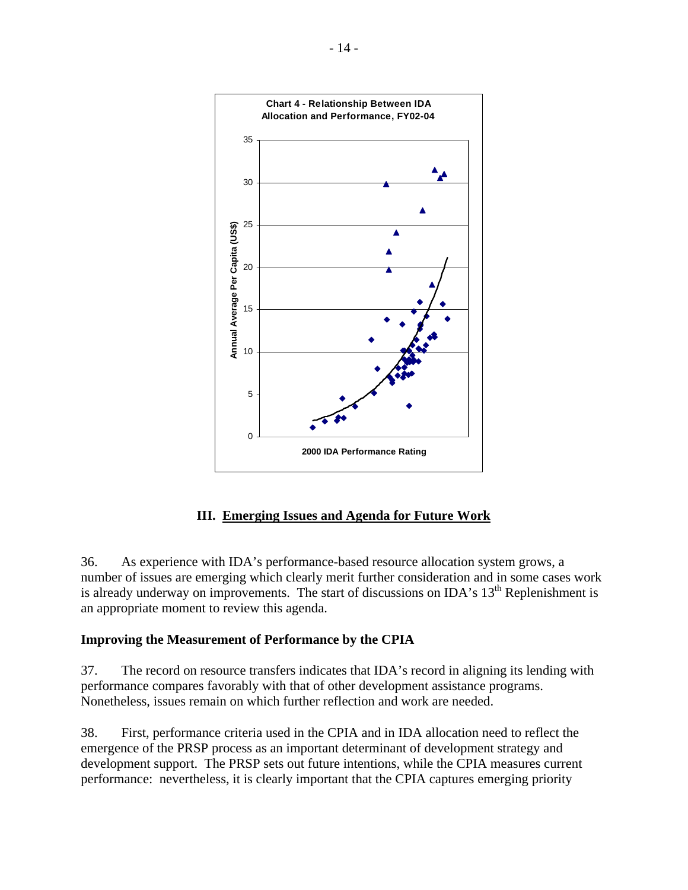**Chart 4 - Relationship Between IDA Allocation and Performance, FY02-04**

Annual Average Per Capita (US$)

2000 IDA Performance Rating

## III. Emerging Issues and Agenda for Future Work

36. As experience with IDA's performance-based resource allocation system grows, a number of issues are emerging which clearly merit further consideration and in some cases work is already underway on improvements. The start of discussions on IDA's 13th Replenishment is an appropriate moment to review this agenda.

### Improving the Measurement of Performance by the CPIA

37. The record on resource transfers indicates that IDA's record in aligning its lending with performance compares favorably with that of other development assistance programs. Nonetheless, issues remain on which further reflection and work are needed.

38. First, performance criteria used in the CPIA and in IDA allocation need to reflect the emergence of the PRSP process as an important determinant of development strategy and development support. The PRSP sets out future intentions, while the CPIA measures current performance: nevertheless, it is clearly important that the CPIA captures emerging priority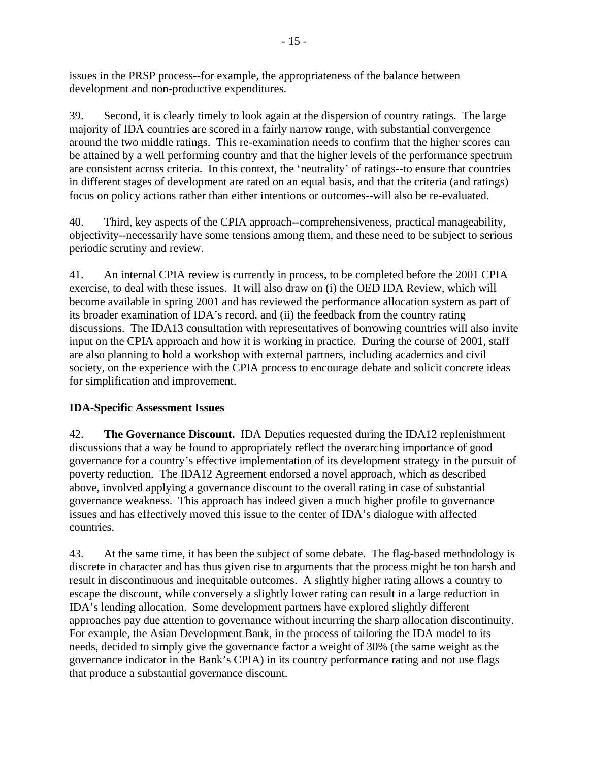issues in the PRSP process--for example, the appropriateness of the balance between development and non-productive expenditures.

39. Second, it is clearly timely to look again at the dispersion of country ratings. The large majority of IDA countries are scored in a fairly narrow range, with substantial convergence around the two middle ratings. This re-examination needs to confirm that the higher scores can be attained by a well performing country and that the higher levels of the performance spectrum are consistent across criteria. In this context, the 'neutrality' of ratings--to ensure that countries in different stages of development are rated on an equal basis, and that the criteria (and ratings) focus on policy actions rather than either intentions or outcomes--will also be re-evaluated.

40. Third, key aspects of the CPIA approach--comprehensiveness, practical manageability, objectivity--necessarily have some tensions among them, and these need to be subject to serious periodic scrutiny and review.

41. An internal CPIA review is currently in process, to be completed before the 2001 CPIA exercise, to deal with these issues. It will also draw on (i) the OED IDA Review, which will become available in spring 2001 and has reviewed the performance allocation system as part of its broader examination of IDA's record, and (ii) the feedback from the country rating discussions. The IDA13 consultation with representatives of borrowing countries will also invite input on the CPIA approach and how it is working in practice. During the course of 2001, staff are also planning to hold a workshop with external partners, including academics and civil society, on the experience with the CPIA process to encourage debate and solicit concrete ideas for simplification and improvement.

**IDA-Specific Assessment Issues**

42. **The Governance Discount.** IDA Deputies requested during the IDA12 replenishment discussions that a way be found to appropriately reflect the overarching importance of good governance for a country's effective implementation of its development strategy in the pursuit of poverty reduction. The IDA12 Agreement endorsed a novel approach, which as described above, involved applying a governance discount to the overall rating in case of substantial governance weakness. This approach has indeed given a much higher profile to governance issues and has effectively moved this issue to the center of IDA's dialogue with affected countries.

43. At the same time, it has been the subject of some debate. The flag-based methodology is discrete in character and has thus given rise to arguments that the process might be too harsh and result in discontinuous and inequitable outcomes. A slightly higher rating allows a country to escape the discount, while conversely a slightly lower rating can result in a large reduction in IDA's lending allocation. Some development partners have explored slightly different approaches pay due attention to governance without incurring the sharp allocation discontinuity. For example, the Asian Development Bank, in the process of tailoring the IDA model to its needs, decided to simply give the governance factor a weight of 30% (the same weight as the governance indicator in the Bank's CPIA) in its country performance rating and not use flags that produce a substantial governance discount.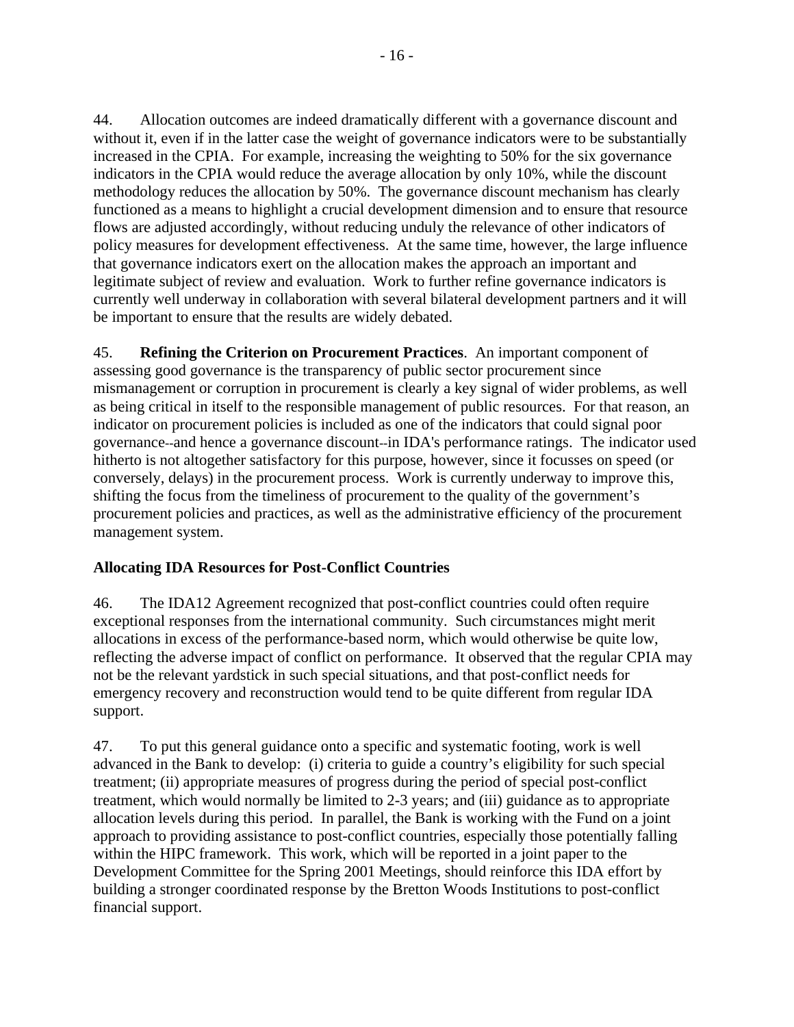44. Allocation outcomes are indeed dramatically different with a governance discount and without it, even if in the latter case the weight of governance indicators were to be substantially increased in the CPIA. For example, increasing the weighting to 50% for the six governance indicators in the CPIA would reduce the average allocation by only 10%, while the discount methodology reduces the allocation by 50%. The governance discount mechanism has clearly functioned as a means to highlight a crucial development dimension and to ensure that resource flows are adjusted accordingly, without reducing unduly the relevance of other indicators of policy measures for development effectiveness. At the same time, however, the large influence that governance indicators exert on the allocation makes the approach an important and legitimate subject of review and evaluation. Work to further refine governance indicators is currently well underway in collaboration with several bilateral development partners and it will be important to ensure that the results are widely debated.

45. **Refining the Criterion on Procurement Practices**. An important component of assessing good governance is the transparency of public sector procurement since mismanagement or corruption in procurement is clearly a key signal of wider problems, as well as being critical in itself to the responsible management of public resources. For that reason, an indicator on procurement policies is included as one of the indicators that could signal poor governance--and hence a governance discount--in IDA's performance ratings. The indicator used hitherto is not altogether satisfactory for this purpose, however, since it focusses on speed (or conversely, delays) in the procurement process. Work is currently underway to improve this, shifting the focus from the timeliness of procurement to the quality of the government's procurement policies and practices, as well as the administrative efficiency of the procurement management system.

### Allocating IDA Resources for Post-Conflict Countries

46. The IDA12 Agreement recognized that post-conflict countries could often require exceptional responses from the international community. Such circumstances might merit allocations in excess of the performance-based norm, which would otherwise be quite low, reflecting the adverse impact of conflict on performance. It observed that the regular CPIA may not be the relevant yardstick in such special situations, and that post-conflict needs for emergency recovery and reconstruction would tend to be quite different from regular IDA support.

47. To put this general guidance onto a specific and systematic footing, work is well advanced in the Bank to develop: (i) criteria to guide a country's eligibility for such special treatment; (ii) appropriate measures of progress during the period of special post-conflict treatment, which would normally be limited to 2-3 years; and (iii) guidance as to appropriate allocation levels during this period. In parallel, the Bank is working with the Fund on a joint approach to providing assistance to post-conflict countries, especially those potentially falling within the HIPC framework. This work, which will be reported in a joint paper to the Development Committee for the Spring 2001 Meetings, should reinforce this IDA effort by building a stronger coordinated response by the Bretton Woods Institutions to post-conflict financial support.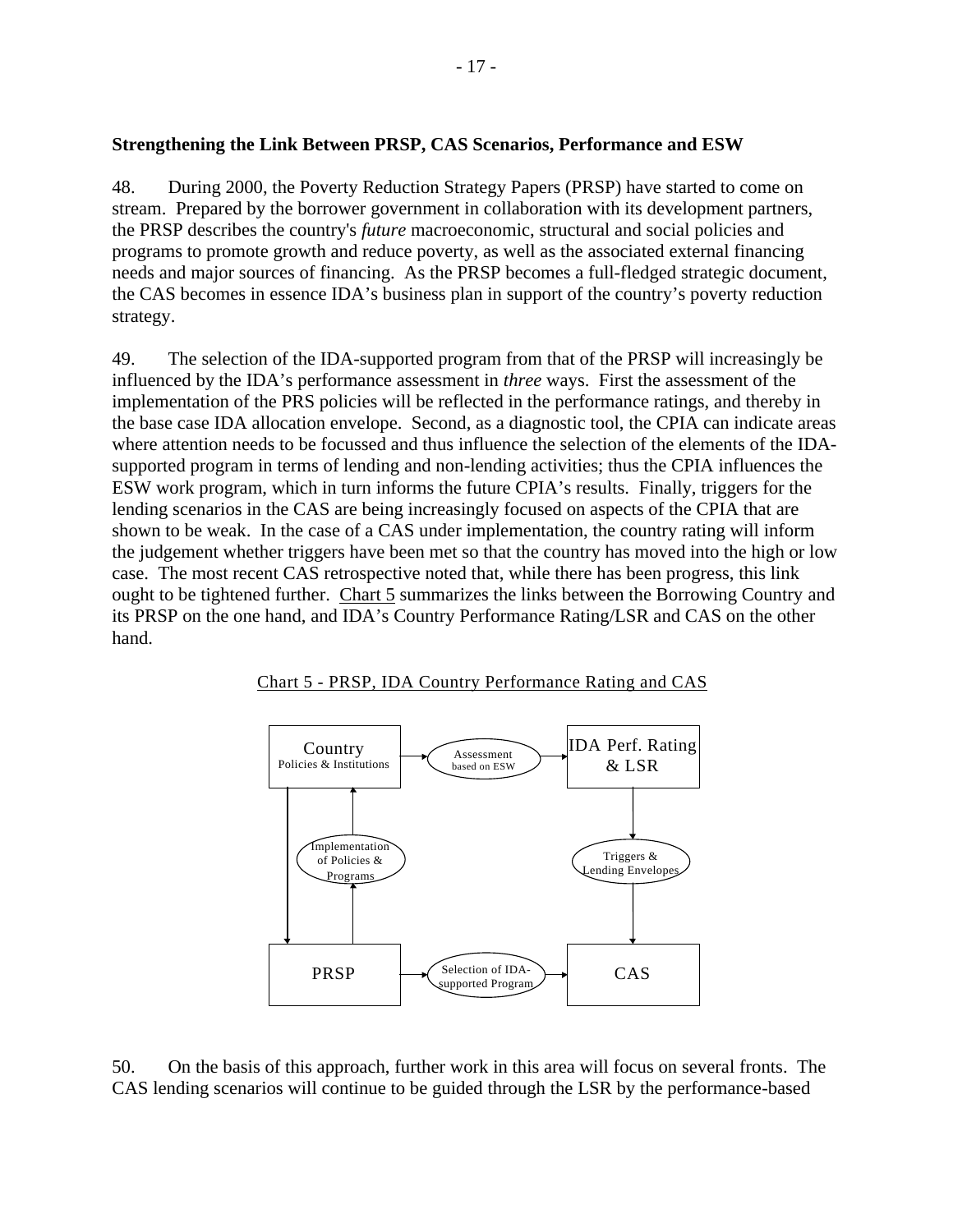**Strengthening the Link Between PRSP, CAS Scenarios, Performance and ESW**

48. During 2000, the Poverty Reduction Strategy Papers (PRSP) have started to come on stream. Prepared by the borrower government in collaboration with its development partners, the PRSP describes the country's *future* macroeconomic, structural and social policies and programs to promote growth and reduce poverty, as well as the associated external financing needs and major sources of financing. As the PRSP becomes a full-fledged strategic document, the CAS becomes in essence IDA's business plan in support of the country's poverty reduction strategy.

49. The selection of the IDA-supported program from that of the PRSP will increasingly be influenced by the IDA's performance assessment in *three* ways. First the assessment of the implementation of the PRS policies will be reflected in the performance ratings, and thereby in the base case IDA allocation envelope. Second, as a diagnostic tool, the CPIA can indicate areas where attention needs to be focussed and thus influence the selection of the elements of the IDA-supported program in terms of lending and non-lending activities; thus the CPIA influences the ESW work program, which in turn informs the future CPIA's results. Finally, triggers for the lending scenarios in the CAS are being increasingly focused on aspects of the CPIA that are shown to be weak. In the case of a CAS under implementation, the country rating will inform the judgement whether triggers have been met so that the country has moved into the high or low case. The most recent CAS retrospective noted that, while there has been progress, this link ought to be tightened further. Chart 5 summarizes the links between the Borrowing Country and its PRSP on the one hand, and IDA's Country Performance Rating/LSR and CAS on the other hand.

Chart 5 - PRSP, IDA Country Performance Rating and CAS

Country Policies & Institutions → Assessment based on ESW → IDA Perf. Rating & LSR

IDA Perf. Rating & LSR → Triggers & Lending Envelopes → CAS

Country Policies & Institutions → PRSP

PRSP → Implementation of Policies & Programs → Country Policies & Institutions

PRSP → Selection of IDA-supported Program → CAS

50. On the basis of this approach, further work in this area will focus on several fronts. The CAS lending scenarios will continue to be guided through the LSR by the performance-based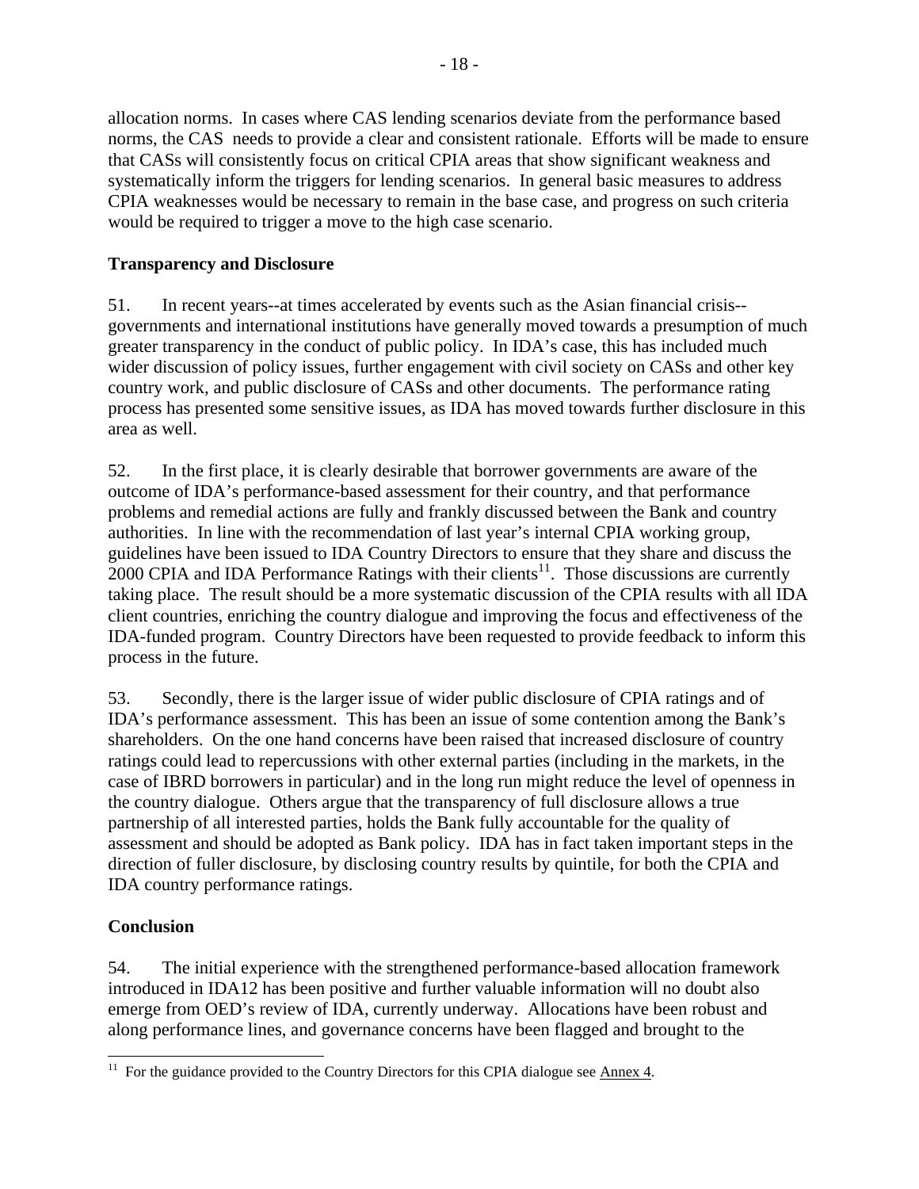allocation norms. In cases where CAS lending scenarios deviate from the performance based norms, the CAS needs to provide a clear and consistent rationale. Efforts will be made to ensure that CASs will consistently focus on critical CPIA areas that show significant weakness and systematically inform the triggers for lending scenarios. In general basic measures to address CPIA weaknesses would be necessary to remain in the base case, and progress on such criteria would be required to trigger a move to the high case scenario.

**Transparency and Disclosure**

51. In recent years--at times accelerated by events such as the Asian financial crisis--governments and international institutions have generally moved towards a presumption of much greater transparency in the conduct of public policy. In IDA's case, this has included much wider discussion of policy issues, further engagement with civil society on CASs and other key country work, and public disclosure of CASs and other documents. The performance rating process has presented some sensitive issues, as IDA has moved towards further disclosure in this area as well.

52. In the first place, it is clearly desirable that borrower governments are aware of the outcome of IDA's performance-based assessment for their country, and that performance problems and remedial actions are fully and frankly discussed between the Bank and country authorities. In line with the recommendation of last year's internal CPIA working group, guidelines have been issued to IDA Country Directors to ensure that they share and discuss the 2000 CPIA and IDA Performance Ratings with their clients[11]. Those discussions are currently taking place. The result should be a more systematic discussion of the CPIA results with all IDA client countries, enriching the country dialogue and improving the focus and effectiveness of the IDA-funded program. Country Directors have been requested to provide feedback to inform this process in the future.

53. Secondly, there is the larger issue of wider public disclosure of CPIA ratings and of IDA's performance assessment. This has been an issue of some contention among the Bank's shareholders. On the one hand concerns have been raised that increased disclosure of country ratings could lead to repercussions with other external parties (including in the markets, in the case of IBRD borrowers in particular) and in the long run might reduce the level of openness in the country dialogue. Others argue that the transparency of full disclosure allows a true partnership of all interested parties, holds the Bank fully accountable for the quality of assessment and should be adopted as Bank policy. IDA has in fact taken important steps in the direction of fuller disclosure, by disclosing country results by quintile, for both the CPIA and IDA country performance ratings.

**Conclusion**

54. The initial experience with the strengthened performance-based allocation framework introduced in IDA12 has been positive and further valuable information will no doubt also emerge from OED's review of IDA, currently underway. Allocations have been robust and along performance lines, and governance concerns have been flagged and brought to the

---

[11] For the guidance provided to the Country Directors for this CPIA dialogue see Annex 4.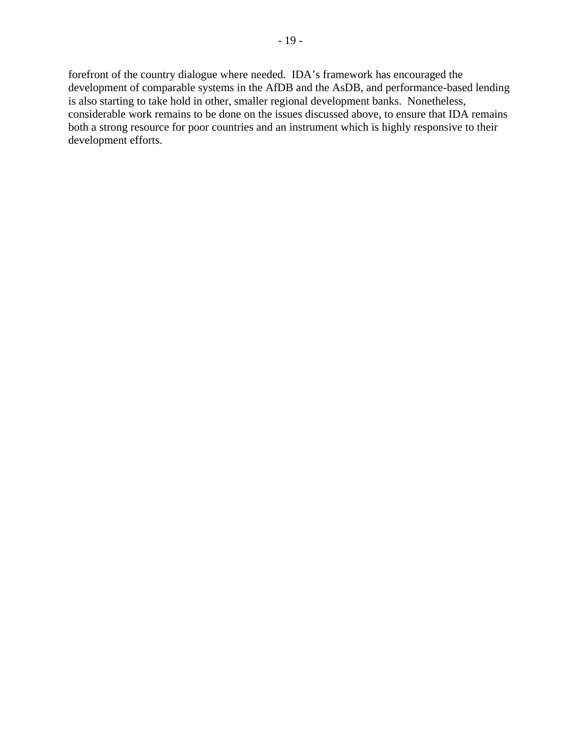forefront of the country dialogue where needed. IDA's framework has encouraged the development of comparable systems in the AfDB and the AsDB, and performance-based lending is also starting to take hold in other, smaller regional development banks. Nonetheless, considerable work remains to be done on the issues discussed above, to ensure that IDA remains both a strong resource for poor countries and an instrument which is highly responsive to their development efforts.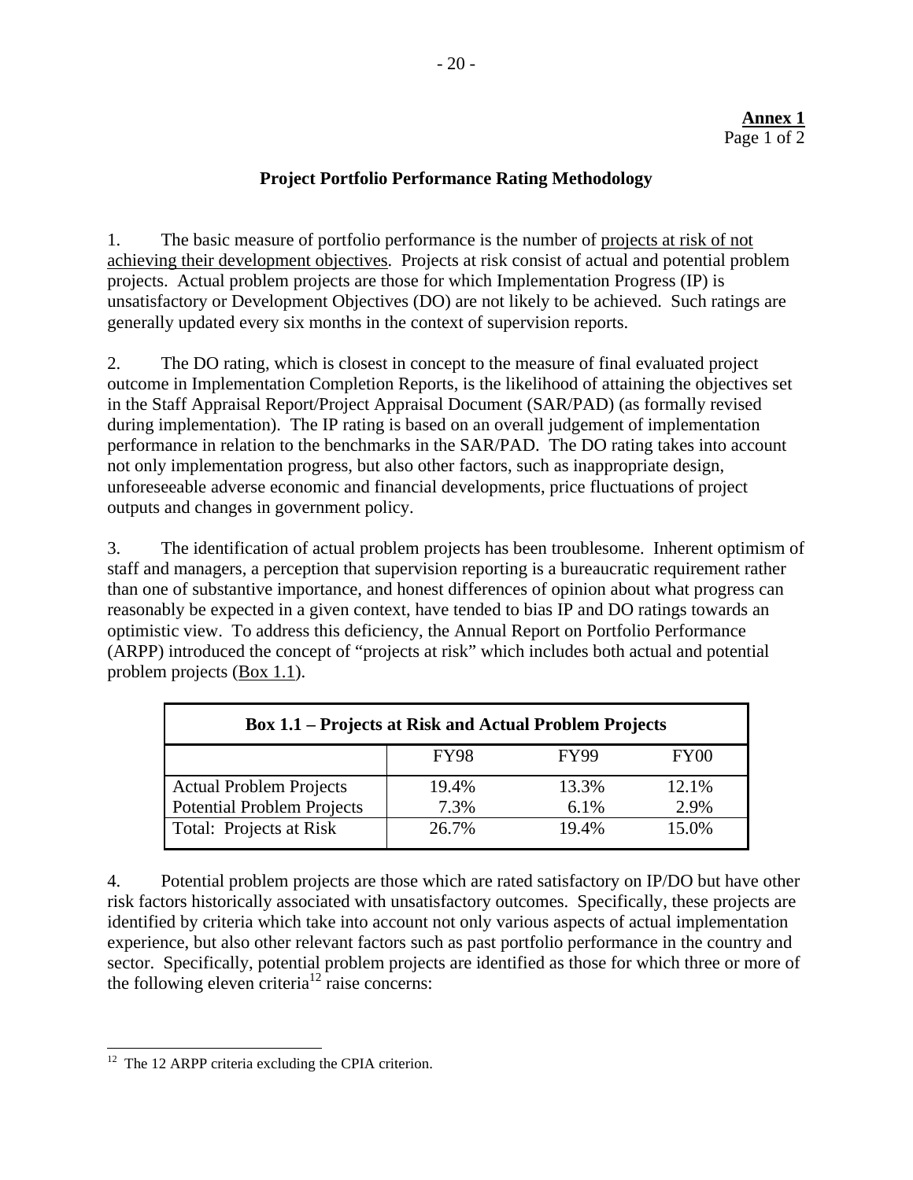**Annex 1**
Page 1 of 2

## Project Portfolio Performance Rating Methodology

1. The basic measure of portfolio performance is the number of projects at risk of not achieving their development objectives. Projects at risk consist of actual and potential problem projects. Actual problem projects are those for which Implementation Progress (IP) is unsatisfactory or Development Objectives (DO) are not likely to be achieved. Such ratings are generally updated every six months in the context of supervision reports.

2. The DO rating, which is closest in concept to the measure of final evaluated project outcome in Implementation Completion Reports, is the likelihood of attaining the objectives set in the Staff Appraisal Report/Project Appraisal Document (SAR/PAD) (as formally revised during implementation). The IP rating is based on an overall judgement of implementation performance in relation to the benchmarks in the SAR/PAD. The DO rating takes into account not only implementation progress, but also other factors, such as inappropriate design, unforeseeable adverse economic and financial developments, price fluctuations of project outputs and changes in government policy.

3. The identification of actual problem projects has been troublesome. Inherent optimism of staff and managers, a perception that supervision reporting is a bureaucratic requirement rather than one of substantive importance, and honest differences of opinion about what progress can reasonably be expected in a given context, have tended to bias IP and DO ratings towards an optimistic view. To address this deficiency, the Annual Report on Portfolio Performance (ARPP) introduced the concept of "projects at risk" which includes both actual and potential problem projects (Box 1.1).

**Box 1.1 – Projects at Risk and Actual Problem Projects**

| | FY98 | FY99 | FY00 |
|---|---|---|---|
| Actual Problem Projects | 19.4% | 13.3% | 12.1% |
| Potential Problem Projects | 7.3% | 6.1% | 2.9% |
| Total: Projects at Risk | 26.7% | 19.4% | 15.0% |

4. Potential problem projects are those which are rated satisfactory on IP/DO but have other risk factors historically associated with unsatisfactory outcomes. Specifically, these projects are identified by criteria which take into account not only various aspects of actual implementation experience, but also other relevant factors such as past portfolio performance in the country and sector. Specifically, potential problem projects are identified as those for which three or more of the following eleven criteria[12] raise concerns:

[12] The 12 ARPP criteria excluding the CPIA criterion.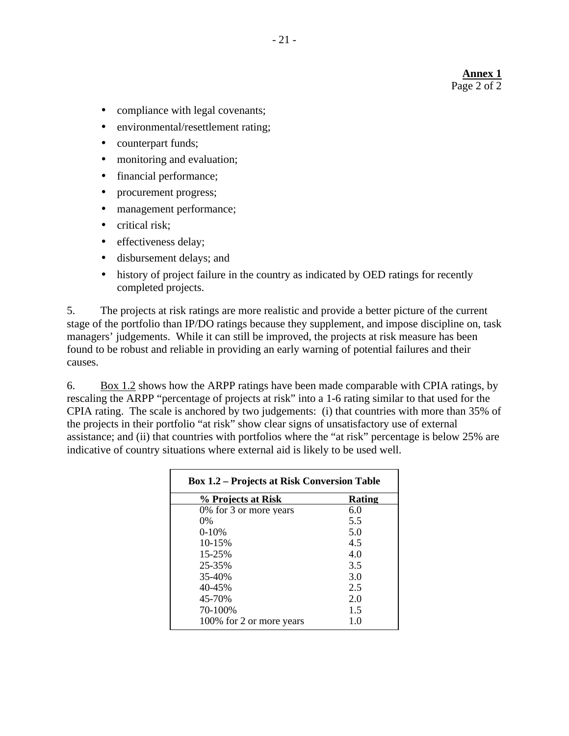**Annex 1**
Page 2 of 2

- compliance with legal covenants;
- environmental/resettlement rating;
- counterpart funds;
- monitoring and evaluation;
- financial performance;
- procurement progress;
- management performance;
- critical risk;
- effectiveness delay;
- disbursement delays; and
- history of project failure in the country as indicated by OED ratings for recently completed projects.

5. The projects at risk ratings are more realistic and provide a better picture of the current stage of the portfolio than IP/DO ratings because they supplement, and impose discipline on, task managers' judgements. While it can still be improved, the projects at risk measure has been found to be robust and reliable in providing an early warning of potential failures and their causes.

6. Box 1.2 shows how the ARPP ratings have been made comparable with CPIA ratings, by rescaling the ARPP "percentage of projects at risk" into a 1-6 rating similar to that used for the CPIA rating. The scale is anchored by two judgements: (i) that countries with more than 35% of the projects in their portfolio "at risk" show clear signs of unsatisfactory use of external assistance; and (ii) that countries with portfolios where the "at risk" percentage is below 25% are indicative of country situations where external aid is likely to be used well.

**Box 1.2 – Projects at Risk Conversion Table**

| % Projects at Risk | Rating |
|---|---|
| 0% for 3 or more years | 6.0 |
| 0% | 5.5 |
| 0-10% | 5.0 |
| 10-15% | 4.5 |
| 15-25% | 4.0 |
| 25-35% | 3.5 |
| 35-40% | 3.0 |
| 40-45% | 2.5 |
| 45-70% | 2.0 |
| 70-100% | 1.5 |
| 100% for 2 or more years | 1.0 |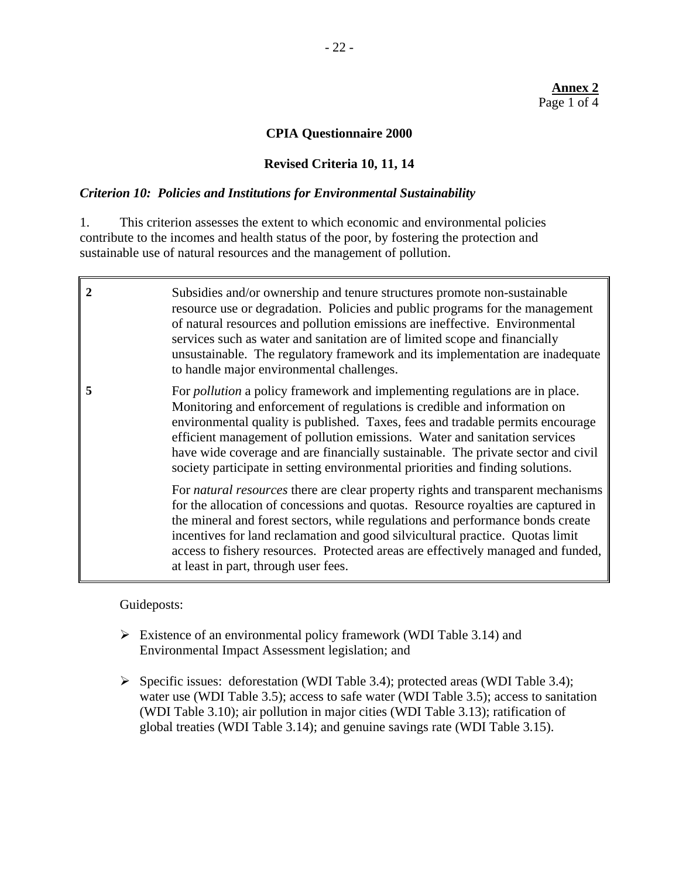**Annex 2**
Page 1 of 4

## CPIA Questionnaire 2000

### Revised Criteria 10, 11, 14

### *Criterion 10: Policies and Institutions for Environmental Sustainability*

1. This criterion assesses the extent to which economic and environmental policies contribute to the incomes and health status of the poor, by fostering the protection and sustainable use of natural resources and the management of pollution.

| | |
|---|---|
| **2** | Subsidies and/or ownership and tenure structures promote non-sustainable resource use or degradation. Policies and public programs for the management of natural resources and pollution emissions are ineffective. Environmental services such as water and sanitation are of limited scope and financially unsustainable. The regulatory framework and its implementation are inadequate to handle major environmental challenges. |
| **5** | For *pollution* a policy framework and implementing regulations are in place. Monitoring and enforcement of regulations is credible and information on environmental quality is published. Taxes, fees and tradable permits encourage efficient management of pollution emissions. Water and sanitation services have wide coverage and are financially sustainable. The private sector and civil society participate in setting environmental priorities and finding solutions. |
| | For *natural resources* there are clear property rights and transparent mechanisms for the allocation of concessions and quotas. Resource royalties are captured in the mineral and forest sectors, while regulations and performance bonds create incentives for land reclamation and good silvicultural practice. Quotas limit access to fishery resources. Protected areas are effectively managed and funded, at least in part, through user fees. |

Guideposts:

- Existence of an environmental policy framework (WDI Table 3.14) and Environmental Impact Assessment legislation; and
- Specific issues: deforestation (WDI Table 3.4); protected areas (WDI Table 3.4); water use (WDI Table 3.5); access to safe water (WDI Table 3.5); access to sanitation (WDI Table 3.10); air pollution in major cities (WDI Table 3.13); ratification of global treaties (WDI Table 3.14); and genuine savings rate (WDI Table 3.15).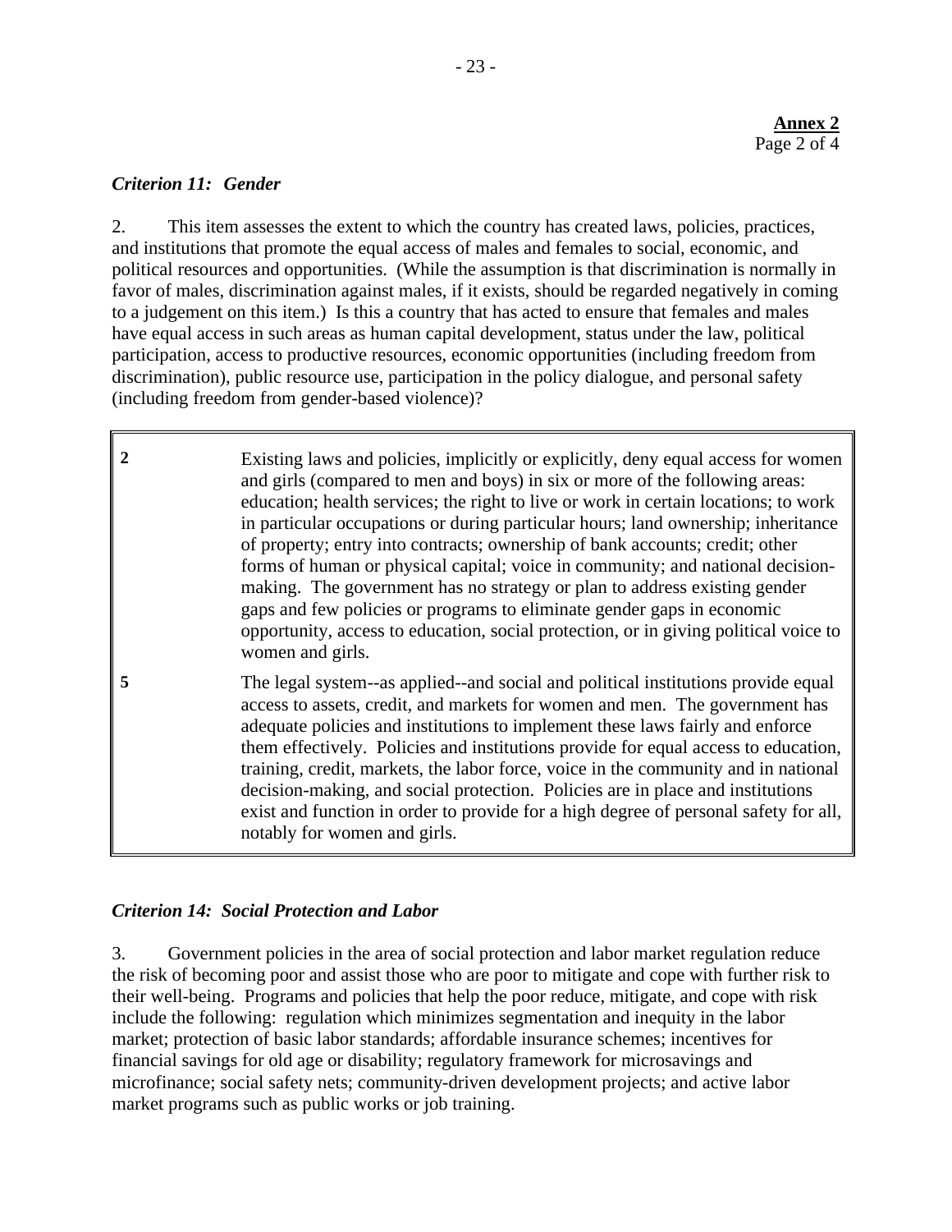**Annex 2**
Page 2 of 4

*Criterion 11: Gender*

2. This item assesses the extent to which the country has created laws, policies, practices, and institutions that promote the equal access of males and females to social, economic, and political resources and opportunities. (While the assumption is that discrimination is normally in favor of males, discrimination against males, if it exists, should be regarded negatively in coming to a judgement on this item.) Is this a country that has acted to ensure that females and males have equal access in such areas as human capital development, status under the law, political participation, access to productive resources, economic opportunities (including freedom from discrimination), public resource use, participation in the policy dialogue, and personal safety (including freedom from gender-based violence)?

| | |
|---|---|
| **2** | Existing laws and policies, implicitly or explicitly, deny equal access for women and girls (compared to men and boys) in six or more of the following areas: education; health services; the right to live or work in certain locations; to work in particular occupations or during particular hours; land ownership; inheritance of property; entry into contracts; ownership of bank accounts; credit; other forms of human or physical capital; voice in community; and national decision-making. The government has no strategy or plan to address existing gender gaps and few policies or programs to eliminate gender gaps in economic opportunity, access to education, social protection, or in giving political voice to women and girls. |
| **5** | The legal system--as applied--and social and political institutions provide equal access to assets, credit, and markets for women and men. The government has adequate policies and institutions to implement these laws fairly and enforce them effectively. Policies and institutions provide for equal access to education, training, credit, markets, the labor force, voice in the community and in national decision-making, and social protection. Policies are in place and institutions exist and function in order to provide for a high degree of personal safety for all, notably for women and girls. |

*Criterion 14: Social Protection and Labor*

3. Government policies in the area of social protection and labor market regulation reduce the risk of becoming poor and assist those who are poor to mitigate and cope with further risk to their well-being. Programs and policies that help the poor reduce, mitigate, and cope with risk include the following: regulation which minimizes segmentation and inequity in the labor market; protection of basic labor standards; affordable insurance schemes; incentives for financial savings for old age or disability; regulatory framework for microsavings and microfinance; social safety nets; community-driven development projects; and active labor market programs such as public works or job training.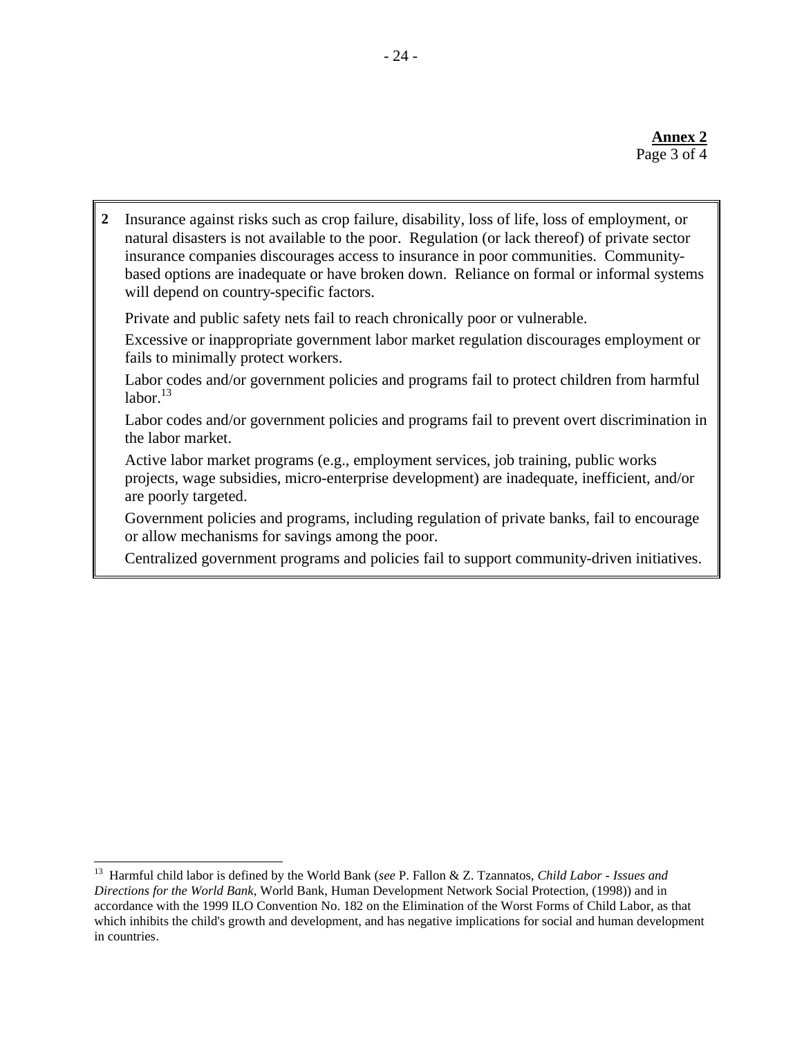**Annex 2**
Page 3 of 4

| | |
|---|---|
| **2** | Insurance against risks such as crop failure, disability, loss of life, loss of employment, or natural disasters is not available to the poor. Regulation (or lack thereof) of private sector insurance companies discourages access to insurance in poor communities. Community-based options are inadequate or have broken down. Reliance on formal or informal systems will depend on country-specific factors. |
| | Private and public safety nets fail to reach chronically poor or vulnerable. |
| | Excessive or inappropriate government labor market regulation discourages employment or fails to minimally protect workers. |
| | Labor codes and/or government policies and programs fail to protect children from harmful labor.[13] |
| | Labor codes and/or government policies and programs fail to prevent overt discrimination in the labor market. |
| | Active labor market programs (e.g., employment services, job training, public works projects, wage subsidies, micro-enterprise development) are inadequate, inefficient, and/or are poorly targeted. |
| | Government policies and programs, including regulation of private banks, fail to encourage or allow mechanisms for savings among the poor. |
| | Centralized government programs and policies fail to support community-driven initiatives. |

[13] Harmful child labor is defined by the World Bank (*see* P. Fallon & Z. Tzannatos, *Child Labor - Issues and Directions for the World Bank*, World Bank, Human Development Network Social Protection, (1998)) and in accordance with the 1999 ILO Convention No. 182 on the Elimination of the Worst Forms of Child Labor, as that which inhibits the child's growth and development, and has negative implications for social and human development in countries.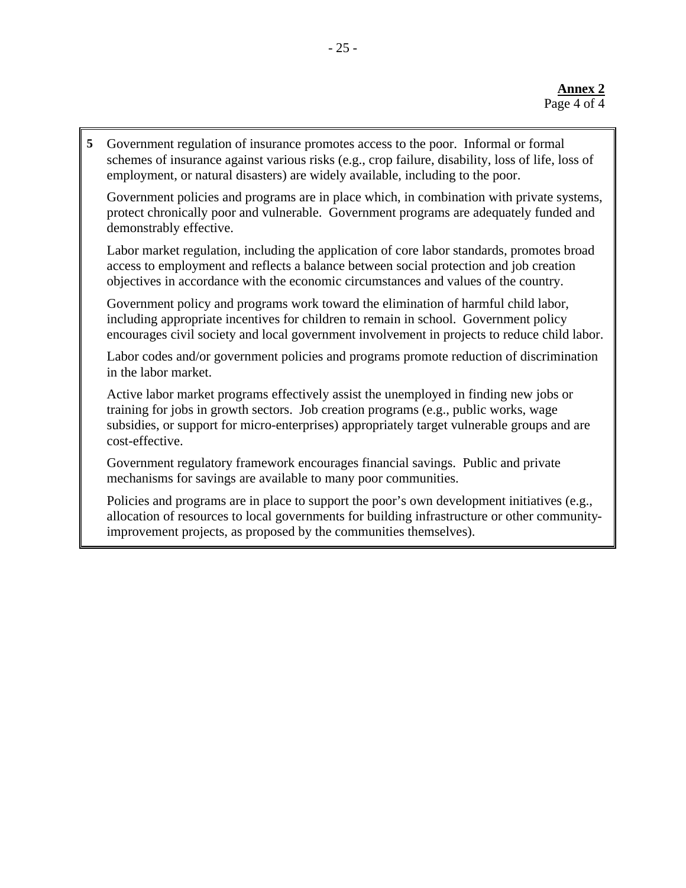**Annex 2**

| | |
|---|---|
| **5** | Government regulation of insurance promotes access to the poor. Informal or formal schemes of insurance against various risks (e.g., crop failure, disability, loss of life, loss of employment, or natural disasters) are widely available, including to the poor.<br><br>Government policies and programs are in place which, in combination with private systems, protect chronically poor and vulnerable. Government programs are adequately funded and demonstrably effective.<br><br>Labor market regulation, including the application of core labor standards, promotes broad access to employment and reflects a balance between social protection and job creation objectives in accordance with the economic circumstances and values of the country.<br><br>Government policy and programs work toward the elimination of harmful child labor, including appropriate incentives for children to remain in school. Government policy encourages civil society and local government involvement in projects to reduce child labor.<br><br>Labor codes and/or government policies and programs promote reduction of discrimination in the labor market.<br><br>Active labor market programs effectively assist the unemployed in finding new jobs or training for jobs in growth sectors. Job creation programs (e.g., public works, wage subsidies, or support for micro-enterprises) appropriately target vulnerable groups and are cost-effective.<br><br>Government regulatory framework encourages financial savings. Public and private mechanisms for savings are available to many poor communities.<br><br>Policies and programs are in place to support the poor's own development initiatives (e.g., allocation of resources to local governments for building infrastructure or other community-improvement projects, as proposed by the communities themselves). |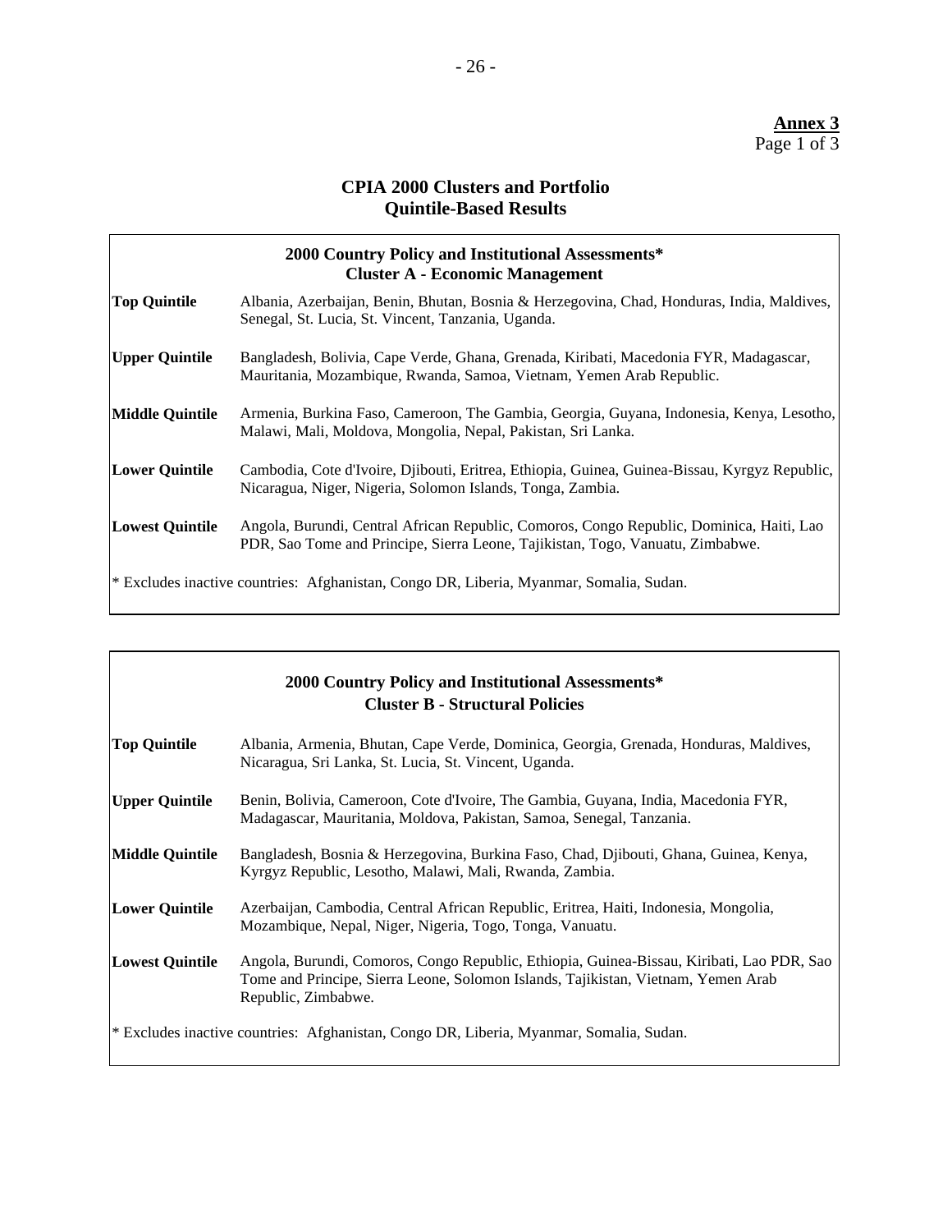**Annex 3**
Page 1 of 3

# CPIA 2000 Clusters and Portfolio Quintile-Based Results

## 2000 Country Policy and Institutional Assessments*
### Cluster A - Economic Management

| | |
|---|---|
| **Top Quintile** | Albania, Azerbaijan, Benin, Bhutan, Bosnia & Herzegovina, Chad, Honduras, India, Maldives, Senegal, St. Lucia, St. Vincent, Tanzania, Uganda. |
| **Upper Quintile** | Bangladesh, Bolivia, Cape Verde, Ghana, Grenada, Kiribati, Macedonia FYR, Madagascar, Mauritania, Mozambique, Rwanda, Samoa, Vietnam, Yemen Arab Republic. |
| **Middle Quintile** | Armenia, Burkina Faso, Cameroon, The Gambia, Georgia, Guyana, Indonesia, Kenya, Lesotho, Malawi, Mali, Moldova, Mongolia, Nepal, Pakistan, Sri Lanka. |
| **Lower Quintile** | Cambodia, Cote d'Ivoire, Djibouti, Eritrea, Ethiopia, Guinea, Guinea-Bissau, Kyrgyz Republic, Nicaragua, Niger, Nigeria, Solomon Islands, Tonga, Zambia. |
| **Lowest Quintile** | Angola, Burundi, Central African Republic, Comoros, Congo Republic, Dominica, Haiti, Lao PDR, Sao Tome and Principe, Sierra Leone, Tajikistan, Togo, Vanuatu, Zimbabwe. |

* Excludes inactive countries: Afghanistan, Congo DR, Liberia, Myanmar, Somalia, Sudan.

## 2000 Country Policy and Institutional Assessments*
### Cluster B - Structural Policies

| | |
|---|---|
| **Top Quintile** | Albania, Armenia, Bhutan, Cape Verde, Dominica, Georgia, Grenada, Honduras, Maldives, Nicaragua, Sri Lanka, St. Lucia, St. Vincent, Uganda. |
| **Upper Quintile** | Benin, Bolivia, Cameroon, Cote d'Ivoire, The Gambia, Guyana, India, Macedonia FYR, Madagascar, Mauritania, Moldova, Pakistan, Samoa, Senegal, Tanzania. |
| **Middle Quintile** | Bangladesh, Bosnia & Herzegovina, Burkina Faso, Chad, Djibouti, Ghana, Guinea, Kenya, Kyrgyz Republic, Lesotho, Malawi, Mali, Rwanda, Zambia. |
| **Lower Quintile** | Azerbaijan, Cambodia, Central African Republic, Eritrea, Haiti, Indonesia, Mongolia, Mozambique, Nepal, Niger, Nigeria, Togo, Tonga, Vanuatu. |
| **Lowest Quintile** | Angola, Burundi, Comoros, Congo Republic, Ethiopia, Guinea-Bissau, Kiribati, Lao PDR, Sao Tome and Principe, Sierra Leone, Solomon Islands, Tajikistan, Vietnam, Yemen Arab Republic, Zimbabwe. |

* Excludes inactive countries: Afghanistan, Congo DR, Liberia, Myanmar, Somalia, Sudan.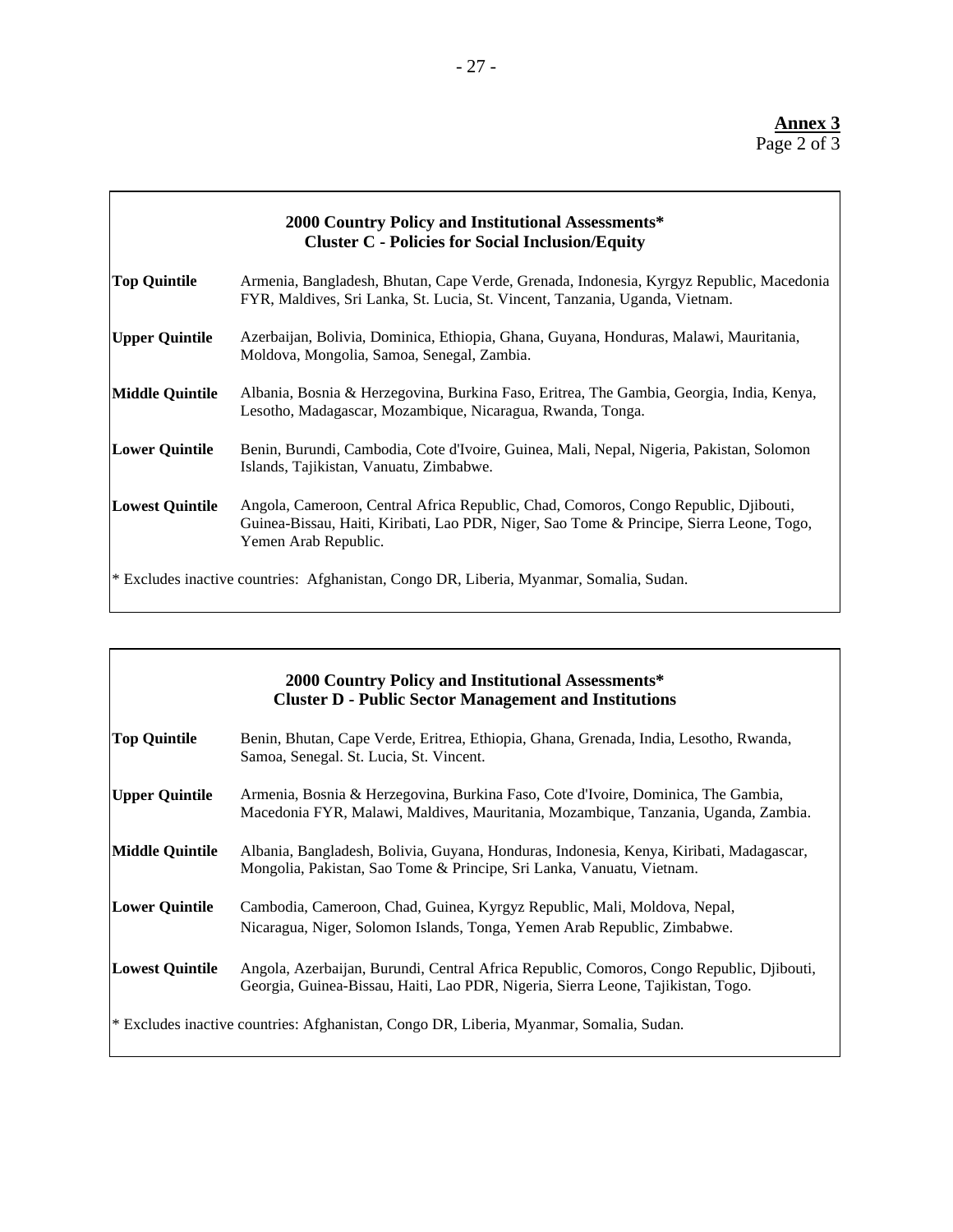**Annex 3**
Page 2 of 3

## 2000 Country Policy and Institutional Assessments*
### Cluster C - Policies for Social Inclusion/Equity

| | |
|---|---|
| **Top Quintile** | Armenia, Bangladesh, Bhutan, Cape Verde, Grenada, Indonesia, Kyrgyz Republic, Macedonia FYR, Maldives, Sri Lanka, St. Lucia, St. Vincent, Tanzania, Uganda, Vietnam. |
| **Upper Quintile** | Azerbaijan, Bolivia, Dominica, Ethiopia, Ghana, Guyana, Honduras, Malawi, Mauritania, Moldova, Mongolia, Samoa, Senegal, Zambia. |
| **Middle Quintile** | Albania, Bosnia & Herzegovina, Burkina Faso, Eritrea, The Gambia, Georgia, India, Kenya, Lesotho, Madagascar, Mozambique, Nicaragua, Rwanda, Tonga. |
| **Lower Quintile** | Benin, Burundi, Cambodia, Cote d'Ivoire, Guinea, Mali, Nepal, Nigeria, Pakistan, Solomon Islands, Tajikistan, Vanuatu, Zimbabwe. |
| **Lowest Quintile** | Angola, Cameroon, Central Africa Republic, Chad, Comoros, Congo Republic, Djibouti, Guinea-Bissau, Haiti, Kiribati, Lao PDR, Niger, Sao Tome & Principe, Sierra Leone, Togo, Yemen Arab Republic. |

* Excludes inactive countries: Afghanistan, Congo DR, Liberia, Myanmar, Somalia, Sudan.

## 2000 Country Policy and Institutional Assessments*
### Cluster D - Public Sector Management and Institutions

| | |
|---|---|
| **Top Quintile** | Benin, Bhutan, Cape Verde, Eritrea, Ethiopia, Ghana, Grenada, India, Lesotho, Rwanda, Samoa, Senegal. St. Lucia, St. Vincent. |
| **Upper Quintile** | Armenia, Bosnia & Herzegovina, Burkina Faso, Cote d'Ivoire, Dominica, The Gambia, Macedonia FYR, Malawi, Maldives, Mauritania, Mozambique, Tanzania, Uganda, Zambia. |
| **Middle Quintile** | Albania, Bangladesh, Bolivia, Guyana, Honduras, Indonesia, Kenya, Kiribati, Madagascar, Mongolia, Pakistan, Sao Tome & Principe, Sri Lanka, Vanuatu, Vietnam. |
| **Lower Quintile** | Cambodia, Cameroon, Chad, Guinea, Kyrgyz Republic, Mali, Moldova, Nepal, Nicaragua, Niger, Solomon Islands, Tonga, Yemen Arab Republic, Zimbabwe. |
| **Lowest Quintile** | Angola, Azerbaijan, Burundi, Central Africa Republic, Comoros, Congo Republic, Djibouti, Georgia, Guinea-Bissau, Haiti, Lao PDR, Nigeria, Sierra Leone, Tajikistan, Togo. |

* Excludes inactive countries: Afghanistan, Congo DR, Liberia, Myanmar, Somalia, Sudan.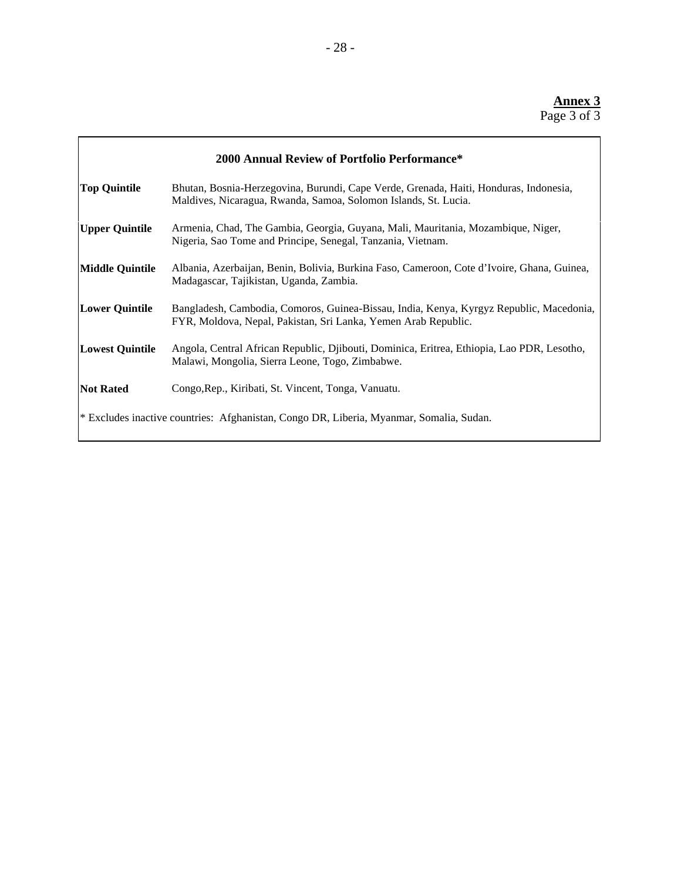**Annex 3**
Page 3 of 3

## 2000 Annual Review of Portfolio Performance*

| | |
|---|---|
| **Top Quintile** | Bhutan, Bosnia-Herzegovina, Burundi, Cape Verde, Grenada, Haiti, Honduras, Indonesia, Maldives, Nicaragua, Rwanda, Samoa, Solomon Islands, St. Lucia. |
| **Upper Quintile** | Armenia, Chad, The Gambia, Georgia, Guyana, Mali, Mauritania, Mozambique, Niger, Nigeria, Sao Tome and Principe, Senegal, Tanzania, Vietnam. |
| **Middle Quintile** | Albania, Azerbaijan, Benin, Bolivia, Burkina Faso, Cameroon, Cote d'Ivoire, Ghana, Guinea, Madagascar, Tajikistan, Uganda, Zambia. |
| **Lower Quintile** | Bangladesh, Cambodia, Comoros, Guinea-Bissau, India, Kenya, Kyrgyz Republic, Macedonia, FYR, Moldova, Nepal, Pakistan, Sri Lanka, Yemen Arab Republic. |
| **Lowest Quintile** | Angola, Central African Republic, Djibouti, Dominica, Eritrea, Ethiopia, Lao PDR, Lesotho, Malawi, Mongolia, Sierra Leone, Togo, Zimbabwe. |
| **Not Rated** | Congo,Rep., Kiribati, St. Vincent, Tonga, Vanuatu. |

* Excludes inactive countries: Afghanistan, Congo DR, Liberia, Myanmar, Somalia, Sudan.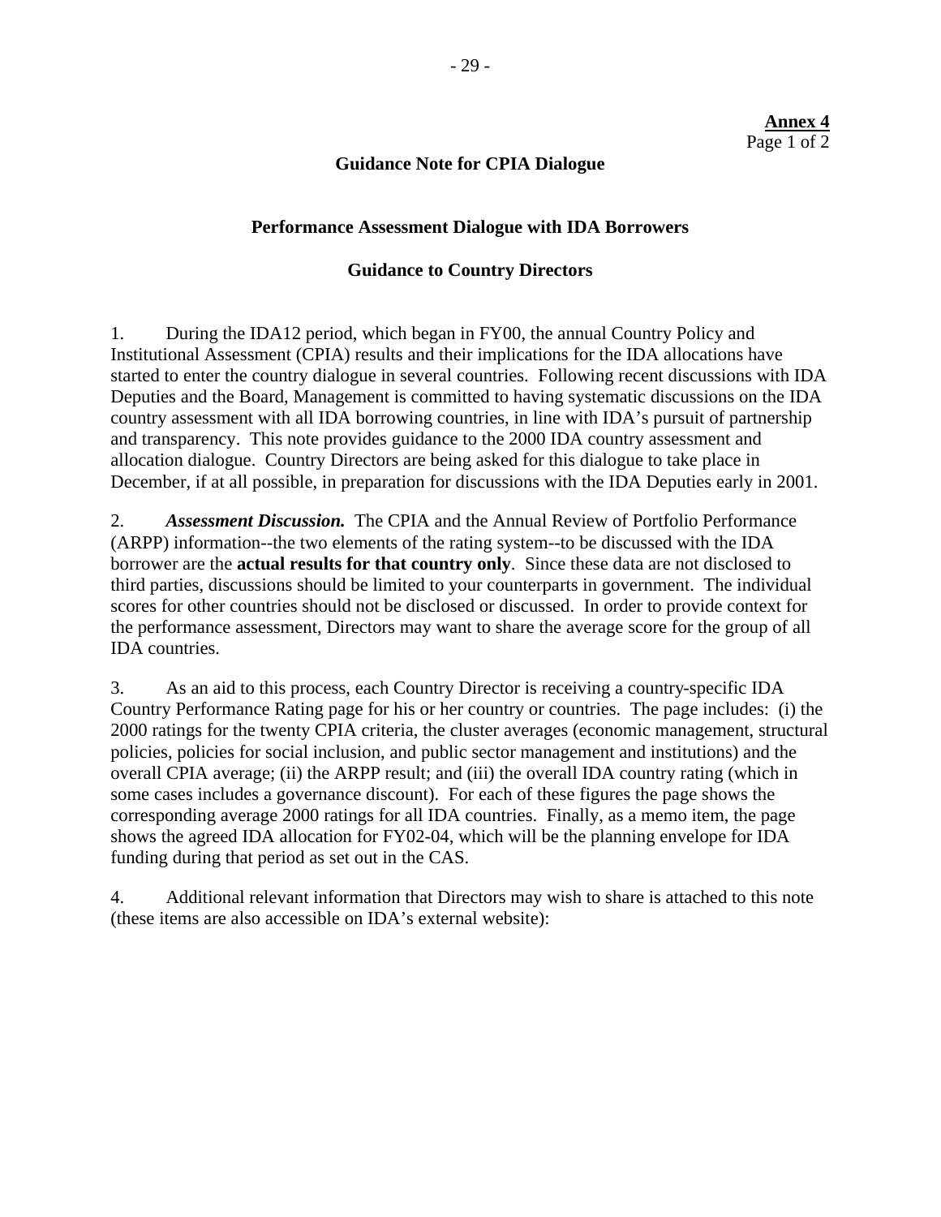**Annex 4**
Page 1 of 2

## Guidance Note for CPIA Dialogue

### Performance Assessment Dialogue with IDA Borrowers

### Guidance to Country Directors

1. During the IDA12 period, which began in FY00, the annual Country Policy and Institutional Assessment (CPIA) results and their implications for the IDA allocations have started to enter the country dialogue in several countries. Following recent discussions with IDA Deputies and the Board, Management is committed to having systematic discussions on the IDA country assessment with all IDA borrowing countries, in line with IDA's pursuit of partnership and transparency. This note provides guidance to the 2000 IDA country assessment and allocation dialogue. Country Directors are being asked for this dialogue to take place in December, if at all possible, in preparation for discussions with the IDA Deputies early in 2001.

2. ***Assessment Discussion.*** The CPIA and the Annual Review of Portfolio Performance (ARPP) information--the two elements of the rating system--to be discussed with the IDA borrower are the **actual results for that country only**. Since these data are not disclosed to third parties, discussions should be limited to your counterparts in government. The individual scores for other countries should not be disclosed or discussed. In order to provide context for the performance assessment, Directors may want to share the average score for the group of all IDA countries.

3. As an aid to this process, each Country Director is receiving a country-specific IDA Country Performance Rating page for his or her country or countries. The page includes: (i) the 2000 ratings for the twenty CPIA criteria, the cluster averages (economic management, structural policies, policies for social inclusion, and public sector management and institutions) and the overall CPIA average; (ii) the ARPP result; and (iii) the overall IDA country rating (which in some cases includes a governance discount). For each of these figures the page shows the corresponding average 2000 ratings for all IDA countries. Finally, as a memo item, the page shows the agreed IDA allocation for FY02-04, which will be the planning envelope for IDA funding during that period as set out in the CAS.

4. Additional relevant information that Directors may wish to share is attached to this note (these items are also accessible on IDA's external website):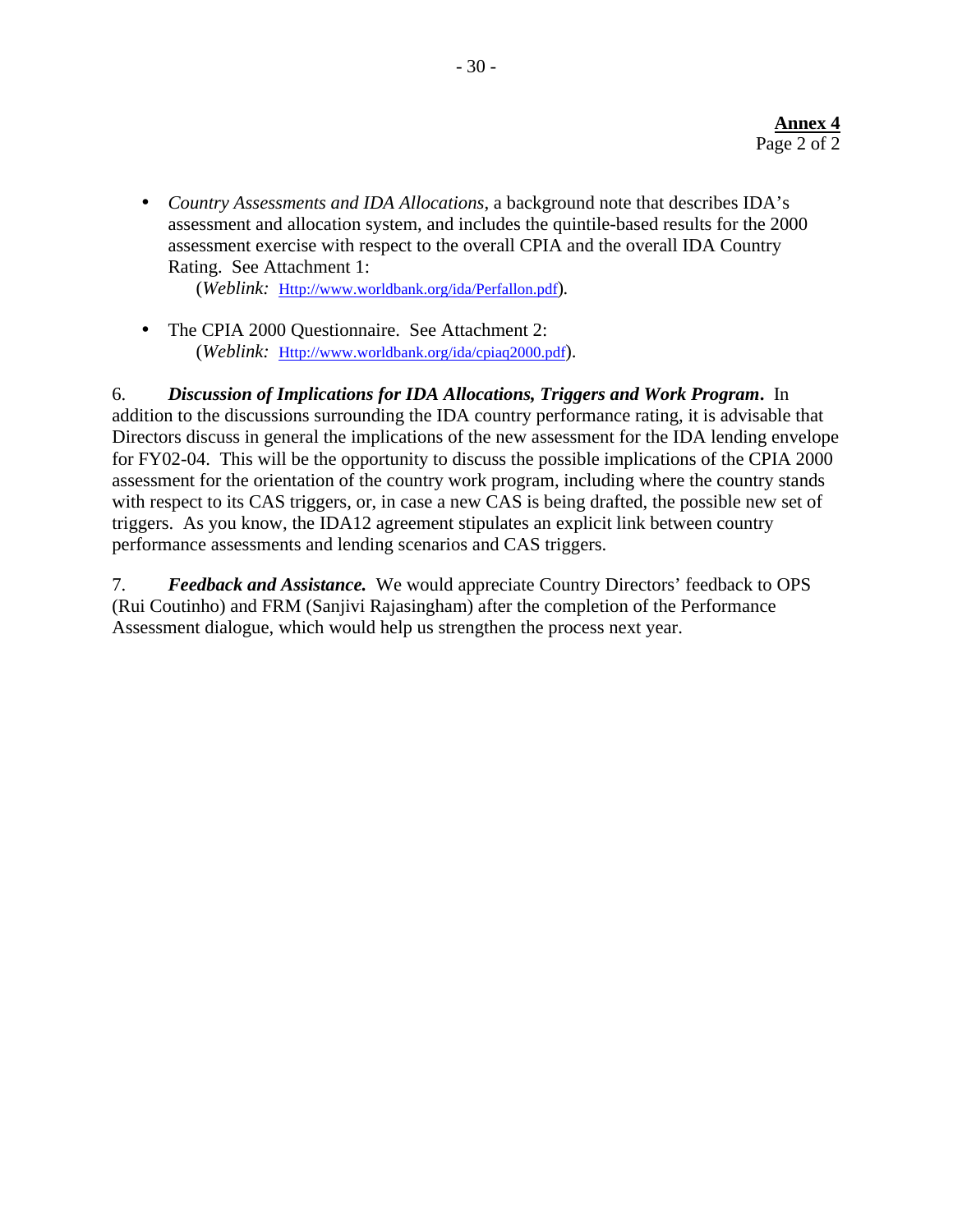**Annex 4**
Page 2 of 2

- *Country Assessments and IDA Allocations*, a background note that describes IDA's assessment and allocation system, and includes the quintile-based results for the 2000 assessment exercise with respect to the overall CPIA and the overall IDA Country Rating. See Attachment 1:
  (*Weblink:* Http://www.worldbank.org/ida/Perfallon.pdf).

- The CPIA 2000 Questionnaire. See Attachment 2:
  (*Weblink:* Http://www.worldbank.org/ida/cpiaq2000.pdf).

6. ***Discussion of Implications for IDA Allocations, Triggers and Work Program.*** In addition to the discussions surrounding the IDA country performance rating, it is advisable that Directors discuss in general the implications of the new assessment for the IDA lending envelope for FY02-04. This will be the opportunity to discuss the possible implications of the CPIA 2000 assessment for the orientation of the country work program, including where the country stands with respect to its CAS triggers, or, in case a new CAS is being drafted, the possible new set of triggers. As you know, the IDA12 agreement stipulates an explicit link between country performance assessments and lending scenarios and CAS triggers.

7. ***Feedback and Assistance.*** We would appreciate Country Directors' feedback to OPS (Rui Coutinho) and FRM (Sanjivi Rajasingham) after the completion of the Performance Assessment dialogue, which would help us strengthen the process next year.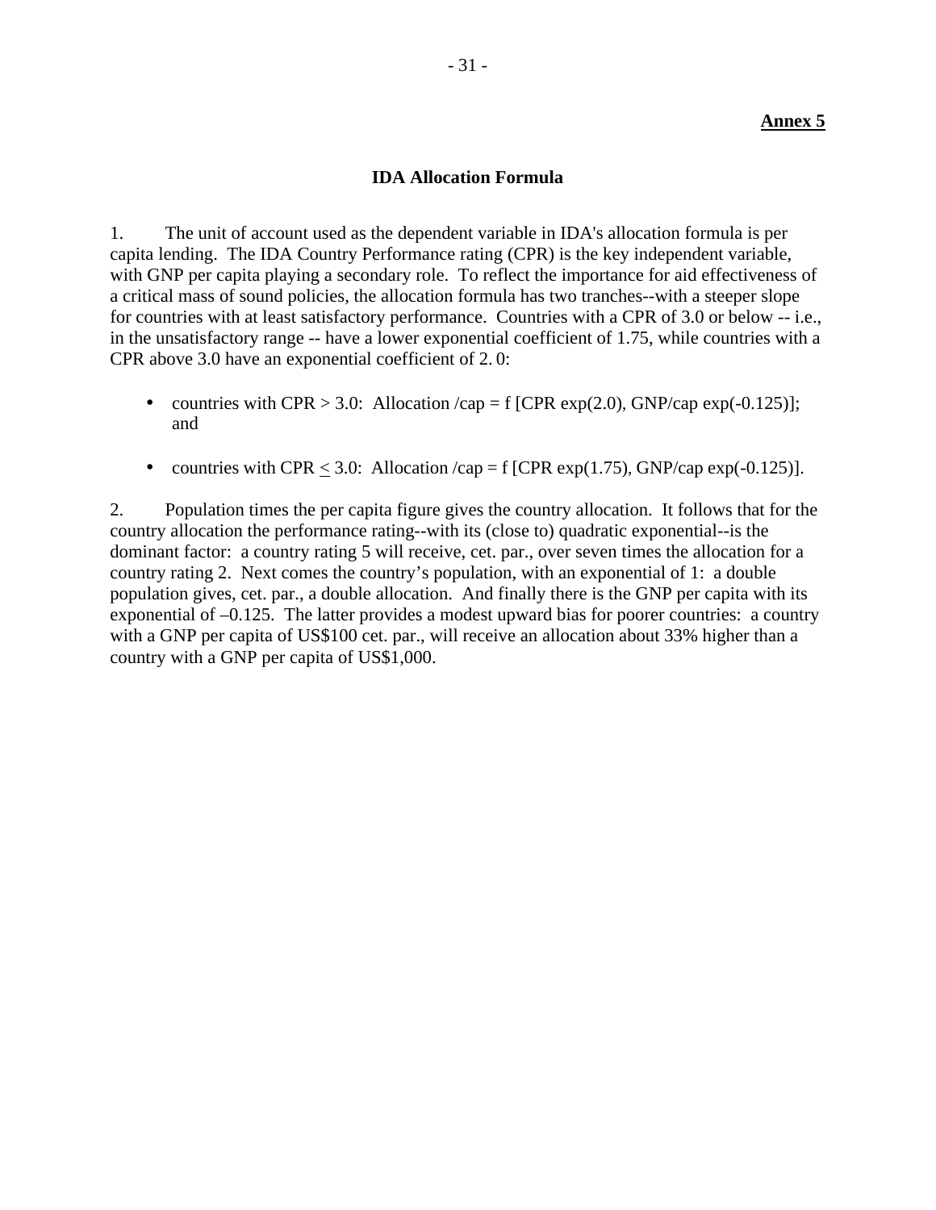**Annex 5**

## IDA Allocation Formula

1. The unit of account used as the dependent variable in IDA's allocation formula is per capita lending. The IDA Country Performance rating (CPR) is the key independent variable, with GNP per capita playing a secondary role. To reflect the importance for aid effectiveness of a critical mass of sound policies, the allocation formula has two tranches--with a steeper slope for countries with at least satisfactory performance. Countries with a CPR of 3.0 or below -- i.e., in the unsatisfactory range -- have a lower exponential coefficient of 1.75, while countries with a CPR above 3.0 have an exponential coefficient of 2. 0:

- countries with CPR > 3.0: Allocation /cap = f [CPR exp(2.0), GNP/cap exp(-0.125)]; and
- countries with CPR $\leq$ 3.0: Allocation /cap = f [CPR exp(1.75), GNP/cap exp(-0.125)].

2. Population times the per capita figure gives the country allocation. It follows that for the country allocation the performance rating--with its (close to) quadratic exponential--is the dominant factor: a country rating 5 will receive, cet. par., over seven times the allocation for a country rating 2. Next comes the country's population, with an exponential of 1: a double population gives, cet. par., a double allocation. And finally there is the GNP per capita with its exponential of –0.125. The latter provides a modest upward bias for poorer countries: a country with a GNP per capita of US$100 cet. par., will receive an allocation about 33% higher than a country with a GNP per capita of US$1,000.